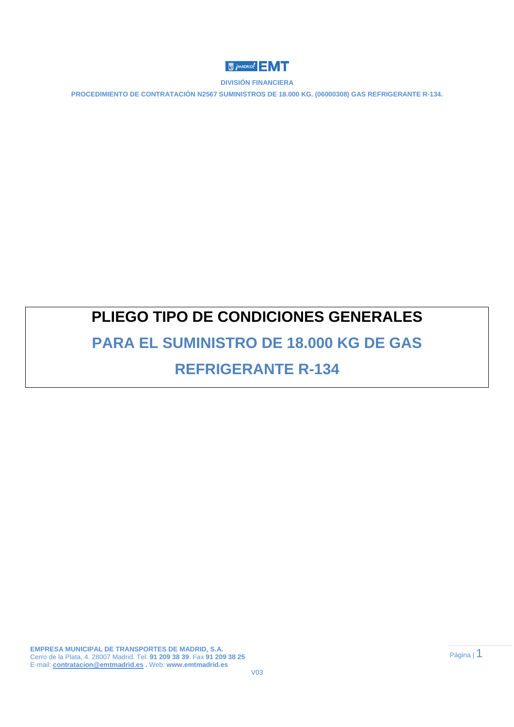DIVISIÓN FINANCIERA

PROCEDIMIENTO DE CONTRATACIÓN N2567 SUMINISTROS DE 18.000 KG. (06000308) GAS REFRIGERANTE R-134.

# PLIEGO TIPO DE CONDICIONES GENERALES

## PARA EL SUMINISTRO DE 18.000 KG DE GAS REFRIGERANTE R-134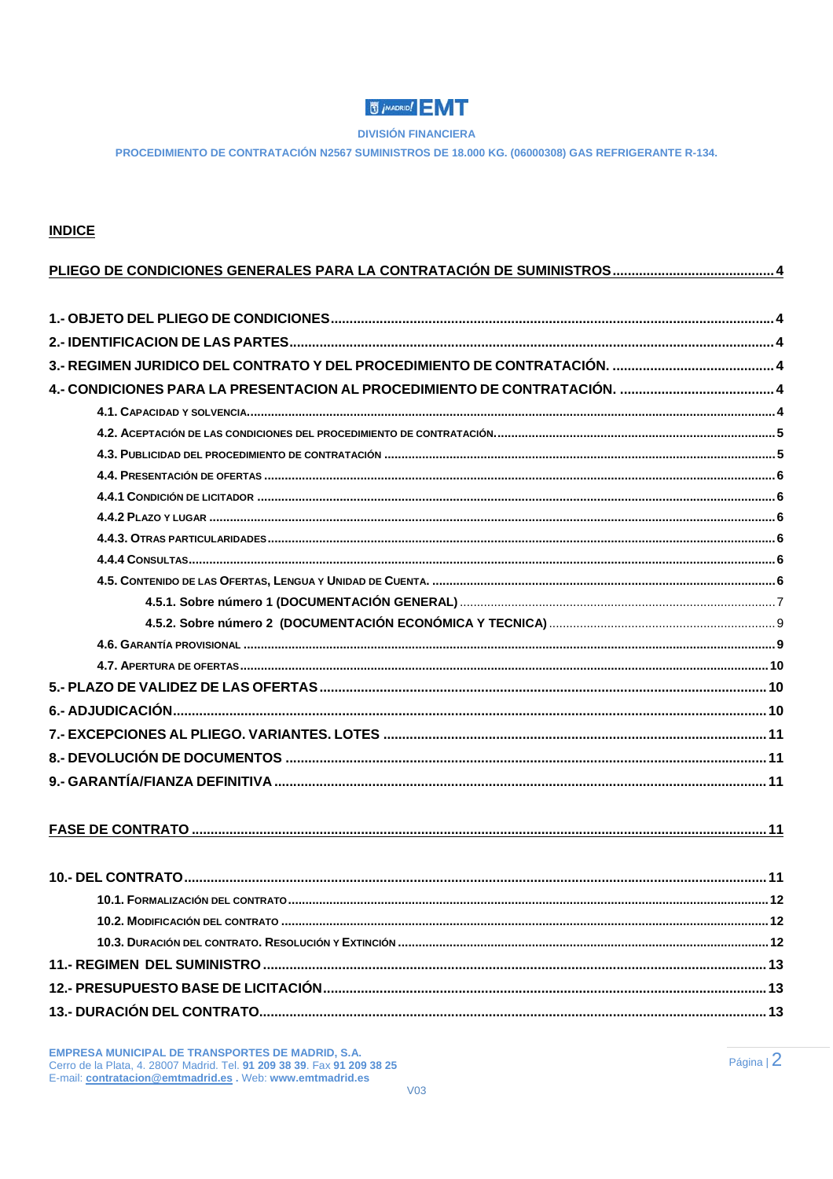**DIVISIÓN FINANCIERA**

**PROCEDIMIENTO DE CONTRATACIÓN N2567 SUMINISTROS DE 18.000 KG. (06000308) GAS REFRIGERANTE R-134.**

## INDICE

PLIEGO DE CONDICIONES GENERALES PARA LA CONTRATACIÓN DE SUMINISTROS .......... 4

1.- OBJETO DEL PLIEGO DE CONDICIONES .......... 4

2.- IDENTIFICACION DE LAS PARTES .......... 4

3.- REGIMEN JURIDICO DEL CONTRATO Y DEL PROCEDIMIENTO DE CONTRATACIÓN. .......... 4

4.- CONDICIONES PARA LA PRESENTACION AL PROCEDIMIENTO DE CONTRATACIÓN. .......... 4

- 4.1. CAPACIDAD Y SOLVENCIA .......... 4
- 4.2. ACEPTACIÓN DE LAS CONDICIONES DEL PROCEDIMIENTO DE CONTRATACIÓN .......... 5
- 4.3. PUBLICIDAD DEL PROCEDIMIENTO DE CONTRATACIÓN .......... 5
- 4.4. PRESENTACIÓN DE OFERTAS .......... 6
- 4.4.1 CONDICIÓN DE LICITADOR .......... 6
- 4.4.2 PLAZO Y LUGAR .......... 6
- 4.4.3. OTRAS PARTICULARIDADES .......... 6
- 4.4.4 CONSULTAS .......... 6
- 4.5. CONTENIDO DE LAS OFERTAS, LENGUA Y UNIDAD DE CUENTA. .......... 6
  - 4.5.1. Sobre número 1 (DOCUMENTACIÓN GENERAL) .......... 7
  - 4.5.2. Sobre número 2 (DOCUMENTACIÓN ECONÓMICA Y TECNICA) .......... 9
- 4.6. GARANTÍA PROVISIONAL .......... 9
- 4.7. APERTURA DE OFERTAS .......... 10

5.- PLAZO DE VALIDEZ DE LAS OFERTAS .......... 10

6.- ADJUDICACIÓN .......... 10

7.- EXCEPCIONES AL PLIEGO. VARIANTES. LOTES .......... 11

8.- DEVOLUCIÓN DE DOCUMENTOS .......... 11

9.- GARANTÍA/FIANZA DEFINITIVA .......... 11

FASE DE CONTRATO .......... 11

10.- DEL CONTRATO .......... 11

- 10.1. FORMALIZACIÓN DEL CONTRATO .......... 12
- 10.2. MODIFICACIÓN DEL CONTRATO .......... 12
- 10.3. DURACIÓN DEL CONTRATO. RESOLUCIÓN Y EXTINCIÓN .......... 12

11.- REGIMEN DEL SUMINISTRO .......... 13

12.- PRESUPUESTO BASE DE LICITACIÓN .......... 13

13.- DURACIÓN DEL CONTRATO .......... 13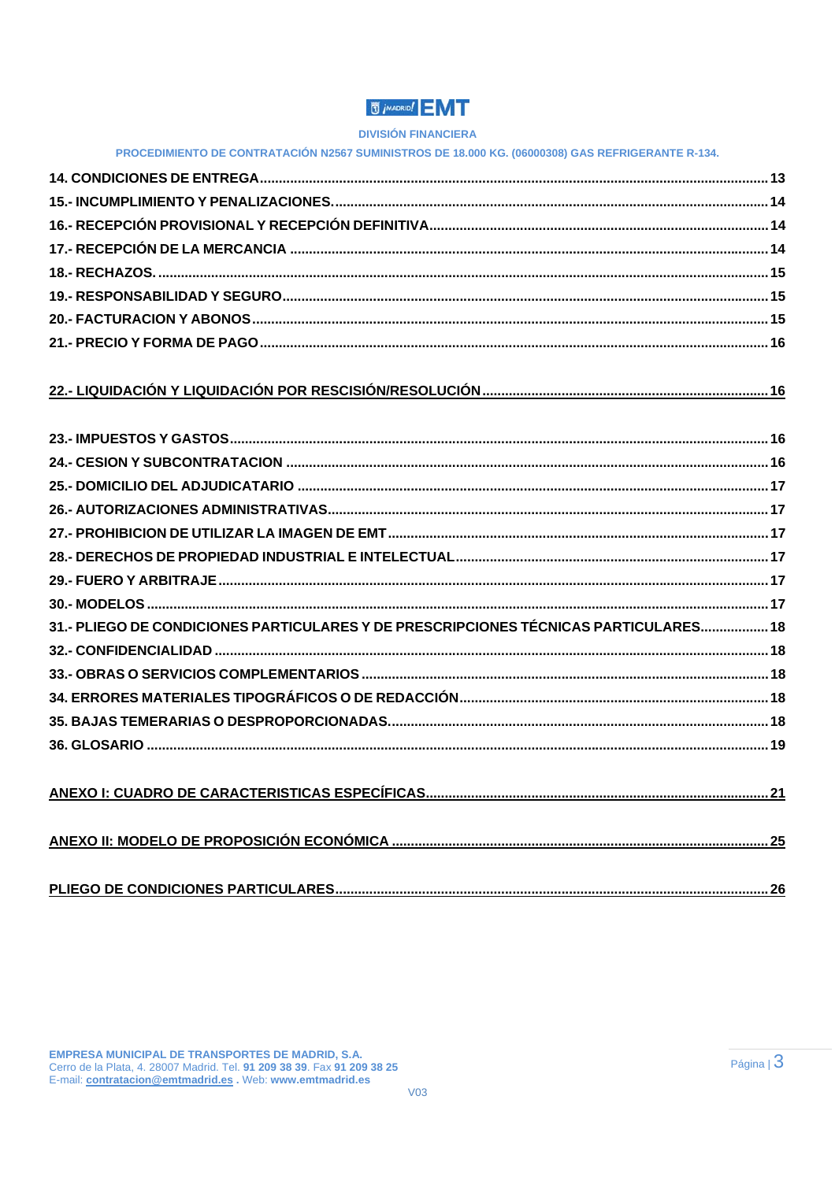14. CONDICIONES DE ENTREGA ..... 13

15.- INCUMPLIMIENTO Y PENALIZACIONES. ..... 14

16.- RECEPCIÓN PROVISIONAL Y RECEPCIÓN DEFINITIVA ..... 14

17.- RECEPCIÓN DE LA MERCANCIA ..... 14

18.- RECHAZOS. ..... 15

19.- RESPONSABILIDAD Y SEGURO ..... 15

20.- FACTURACION Y ABONOS ..... 15

21.- PRECIO Y FORMA DE PAGO ..... 16

22.- LIQUIDACIÓN Y LIQUIDACIÓN POR RESCISIÓN/RESOLUCIÓN ..... 16

23.- IMPUESTOS Y GASTOS ..... 16

24.- CESION Y SUBCONTRATACION ..... 16

25.- DOMICILIO DEL ADJUDICATARIO ..... 17

26.- AUTORIZACIONES ADMINISTRATIVAS ..... 17

27.- PROHIBICION DE UTILIZAR LA IMAGEN DE EMT ..... 17

28.- DERECHOS DE PROPIEDAD INDUSTRIAL E INTELECTUAL ..... 17

29.- FUERO Y ARBITRAJE ..... 17

30.- MODELOS ..... 17

31.- PLIEGO DE CONDICIONES PARTICULARES Y DE PRESCRIPCIONES TÉCNICAS PARTICULARES ..... 18

32.- CONFIDENCIALIDAD ..... 18

33.- OBRAS O SERVICIOS COMPLEMENTARIOS ..... 18

34. ERRORES MATERIALES TIPOGRÁFICOS O DE REDACCIÓN ..... 18

35. BAJAS TEMERARIAS O DESPROPORCIONADAS. ..... 18

36. GLOSARIO ..... 19

ANEXO I: CUADRO DE CARACTERISTICAS ESPECÍFICAS ..... 21

ANEXO II: MODELO DE PROPOSICIÓN ECONÓMICA ..... 25

PLIEGO DE CONDICIONES PARTICULARES ..... 26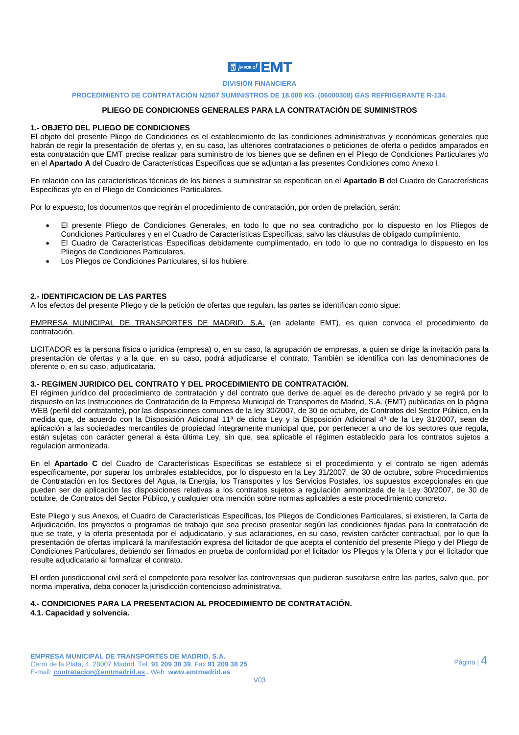DIVISIÓN FINANCIERA

PROCEDIMIENTO DE CONTRATACIÓN N2567 SUMINISTROS DE 18.000 KG. (06000308) GAS REFRIGERANTE R-134.

# PLIEGO DE CONDICIONES GENERALES PARA LA CONTRATACIÓN DE SUMINISTROS

## 1.- OBJETO DEL PLIEGO DE CONDICIONES

El objeto del presente Pliego de Condiciones es el establecimiento de las condiciones administrativas y económicas generales que habrán de regir la presentación de ofertas y, en su caso, las ulteriores contrataciones o peticiones de oferta o pedidos amparados en esta contratación que EMT precise realizar para suministro de los bienes que se definen en el Pliego de Condiciones Particulares y/o en el **Apartado A** del Cuadro de Características Específicas que se adjuntan a las presentes Condiciones como Anexo I.

En relación con las características técnicas de los bienes a suministrar se especifican en el **Apartado B** del Cuadro de Características Específicas y/o en el Pliego de Condiciones Particulares.

Por lo expuesto, los documentos que regirán el procedimiento de contratación, por orden de prelación, serán:

- El presente Pliego de Condiciones Generales, en todo lo que no sea contradicho por lo dispuesto en los Pliegos de Condiciones Particulares y en el Cuadro de Características Específicas, salvo las cláusulas de obligado cumplimiento.
- El Cuadro de Características Específicas debidamente cumplimentado, en todo lo que no contradiga lo dispuesto en los Pliegos de Condiciones Particulares.
- Los Pliegos de Condiciones Particulares, si los hubiere.

## 2.- IDENTIFICACION DE LAS PARTES

A los efectos del presente Pliego y de la petición de ofertas que regulan, las partes se identifican como sigue:

EMPRESA MUNICIPAL DE TRANSPORTES DE MADRID, S.A. (en adelante EMT), es quien convoca el procedimiento de contratación.

LICITADOR es la persona física o jurídica (empresa) o, en su caso, la agrupación de empresas, a quien se dirige la invitación para la presentación de ofertas y a la que, en su caso, podrá adjudicarse el contrato. También se identifica con las denominaciones de oferente o, en su caso, adjudicataria.

## 3.- REGIMEN JURIDICO DEL CONTRATO Y DEL PROCEDIMIENTO DE CONTRATACIÓN.

El régimen jurídico del procedimiento de contratación y del contrato que derive de aquel es de derecho privado y se regirá por lo dispuesto en las Instrucciones de Contratación de la Empresa Municipal de Transportes de Madrid, S.A. (EMT) publicadas en la página WEB (perfil del contratante), por las disposiciones comunes de la ley 30/2007, de 30 de octubre, de Contratos del Sector Público, en la medida que, de acuerdo con la Disposición Adicional 11ª de dicha Ley y la Disposición Adicional 4ª de la Ley 31/2007, sean de aplicación a las sociedades mercantiles de propiedad íntegramente municipal que, por pertenecer a uno de los sectores que regula, están sujetas con carácter general a ésta última Ley, sin que, sea aplicable el régimen establecido para los contratos sujetos a regulación armonizada.

En el **Apartado C** del Cuadro de Características Específicas se establece si el procedimiento y el contrato se rigen además específicamente, por superar los umbrales establecidos, por lo dispuesto en la Ley 31/2007, de 30 de octubre, sobre Procedimientos de Contratación en los Sectores del Agua, la Energía, los Transportes y los Servicios Postales, los supuestos excepcionales en que pueden ser de aplicación las disposiciones relativas a los contratos sujetos a regulación armonizada de la Ley 30/2007, de 30 de octubre, de Contratos del Sector Público, y cualquier otra mención sobre normas aplicables a este procedimiento concreto.

Este Pliego y sus Anexos, el Cuadro de Características Específicas, los Pliegos de Condiciones Particulares, si existieren, la Carta de Adjudicación, los proyectos o programas de trabajo que sea preciso presentar según las condiciones fijadas para la contratación de que se trate, y la oferta presentada por el adjudicatario, y sus aclaraciones, en su caso, revisten carácter contractual, por lo que la presentación de ofertas implicará la manifestación expresa del licitador de que acepta el contenido del presente Pliego y del Pliego de Condiciones Particulares, debiendo ser firmados en prueba de conformidad por el licitador los Pliegos y la Oferta y por el licitador que resulte adjudicatario al formalizar el contrato.

El orden jurisdiccional civil será el competente para resolver las controversias que pudieran suscitarse entre las partes, salvo que, por norma imperativa, deba conocer la jurisdicción contencioso administrativa.

## 4.- CONDICIONES PARA LA PRESENTACION AL PROCEDIMIENTO DE CONTRATACIÓN.

### 4.1. Capacidad y solvencia.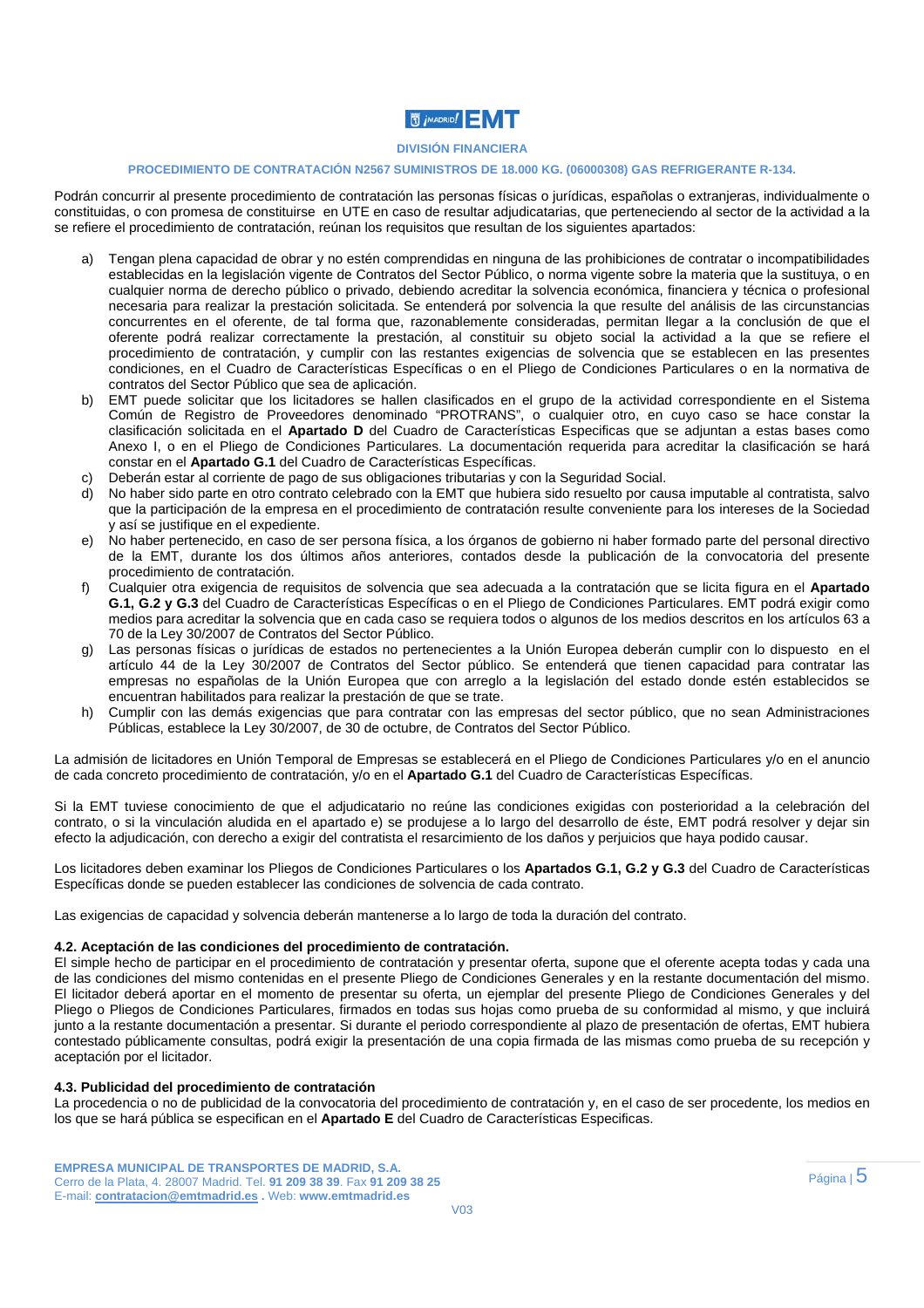DIVISIÓN FINANCIERA

PROCEDIMIENTO DE CONTRATACIÓN N2567 SUMINISTROS DE 18.000 KG. (06000308) GAS REFRIGERANTE R-134.

Podrán concurrir al presente procedimiento de contratación las personas físicas o jurídicas, españolas o extranjeras, individualmente o constituidas, o con promesa de constituirse en UTE en caso de resultar adjudicatarias, que perteneciendo al sector de la actividad a la se refiere el procedimiento de contratación, reúnan los requisitos que resultan de los siguientes apartados:

a) Tengan plena capacidad de obrar y no estén comprendidas en ninguna de las prohibiciones de contratar o incompatibilidades establecidas en la legislación vigente de Contratos del Sector Público, o norma vigente sobre la materia que la sustituya, o en cualquier norma de derecho público o privado, debiendo acreditar la solvencia económica, financiera y técnica o profesional necesaria para realizar la prestación solicitada. Se entenderá por solvencia la que resulte del análisis de las circunstancias concurrentes en el oferente, de tal forma que, razonablemente consideradas, permitan llegar a la conclusión de que el oferente podrá realizar correctamente la prestación, al constituir su objeto social la actividad a la que se refiere el procedimiento de contratación, y cumplir con las restantes exigencias de solvencia que se establecen en las presentes condiciones, en el Cuadro de Características Específicas o en el Pliego de Condiciones Particulares o en la normativa de contratos del Sector Público que sea de aplicación.
b) EMT puede solicitar que los licitadores se hallen clasificados en el grupo de la actividad correspondiente en el Sistema Común de Registro de Proveedores denominado "PROTRANS", o cualquier otro, en cuyo caso se hace constar la clasificación solicitada en el **Apartado D** del Cuadro de Características Especificas que se adjuntan a estas bases como Anexo I, o en el Pliego de Condiciones Particulares. La documentación requerida para acreditar la clasificación se hará constar en el **Apartado G.1** del Cuadro de Características Específicas.
c) Deberán estar al corriente de pago de sus obligaciones tributarias y con la Seguridad Social.
d) No haber sido parte en otro contrato celebrado con la EMT que hubiera sido resuelto por causa imputable al contratista, salvo que la participación de la empresa en el procedimiento de contratación resulte conveniente para los intereses de la Sociedad y así se justifique en el expediente.
e) No haber pertenecido, en caso de ser persona física, a los órganos de gobierno ni haber formado parte del personal directivo de la EMT, durante los dos últimos años anteriores, contados desde la publicación de la convocatoria del presente procedimiento de contratación.
f) Cualquier otra exigencia de requisitos de solvencia que sea adecuada a la contratación que se licita figura en el **Apartado G.1, G.2 y G.3** del Cuadro de Características Específicas o en el Pliego de Condiciones Particulares. EMT podrá exigir como medios para acreditar la solvencia que en cada caso se requiera todos o algunos de los medios descritos en los artículos 63 a 70 de la Ley 30/2007 de Contratos del Sector Público.
g) Las personas físicas o jurídicas de estados no pertenecientes a la Unión Europea deberán cumplir con lo dispuesto en el artículo 44 de la Ley 30/2007 de Contratos del Sector público. Se entenderá que tienen capacidad para contratar las empresas no españolas de la Unión Europea que con arreglo a la legislación del estado donde estén establecidos se encuentran habilitados para realizar la prestación de que se trate.
h) Cumplir con las demás exigencias que para contratar con las empresas del sector público, que no sean Administraciones Públicas, establece la Ley 30/2007, de 30 de octubre, de Contratos del Sector Público.

La admisión de licitadores en Unión Temporal de Empresas se establecerá en el Pliego de Condiciones Particulares y/o en el anuncio de cada concreto procedimiento de contratación, y/o en el **Apartado G.1** del Cuadro de Características Específicas.

Si la EMT tuviese conocimiento de que el adjudicatario no reúne las condiciones exigidas con posterioridad a la celebración del contrato, o si la vinculación aludida en el apartado e) se produjese a lo largo del desarrollo de éste, EMT podrá resolver y dejar sin efecto la adjudicación, con derecho a exigir del contratista el resarcimiento de los daños y perjuicios que haya podido causar.

Los licitadores deben examinar los Pliegos de Condiciones Particulares o los **Apartados G.1, G.2 y G.3** del Cuadro de Características Específicas donde se pueden establecer las condiciones de solvencia de cada contrato.

Las exigencias de capacidad y solvencia deberán mantenerse a lo largo de toda la duración del contrato.

#### 4.2. Aceptación de las condiciones del procedimiento de contratación.

El simple hecho de participar en el procedimiento de contratación y presentar oferta, supone que el oferente acepta todas y cada una de las condiciones del mismo contenidas en el presente Pliego de Condiciones Generales y en la restante documentación del mismo. El licitador deberá aportar en el momento de presentar su oferta, un ejemplar del presente Pliego de Condiciones Generales y del Pliego o Pliegos de Condiciones Particulares, firmados en todas sus hojas como prueba de su conformidad al mismo, y que incluirá junto a la restante documentación a presentar. Si durante el periodo correspondiente al plazo de presentación de ofertas, EMT hubiera contestado públicamente consultas, podrá exigir la presentación de una copia firmada de las mismas como prueba de su recepción y aceptación por el licitador.

#### 4.3. Publicidad del procedimiento de contratación

La procedencia o no de publicidad de la convocatoria del procedimiento de contratación y, en el caso de ser procedente, los medios en los que se hará pública se especifican en el **Apartado E** del Cuadro de Características Especificas.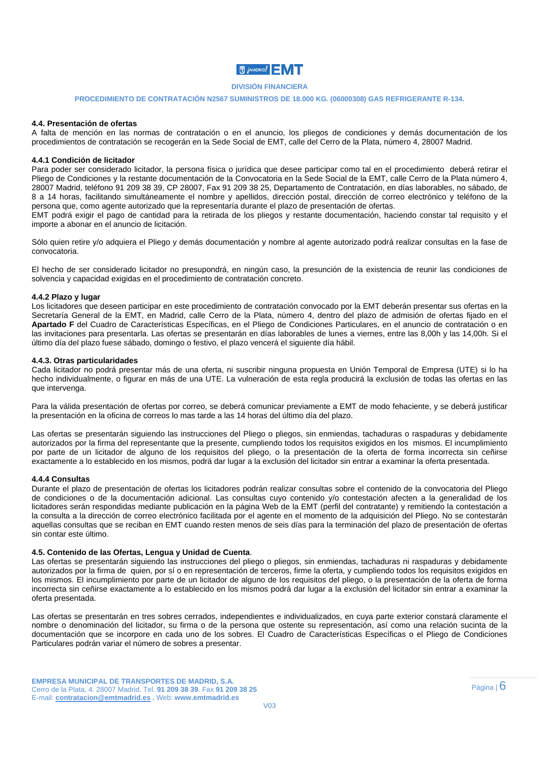#### 4.4. Presentación de ofertas

A falta de mención en las normas de contratación o en el anuncio, los pliegos de condiciones y demás documentación de los procedimientos de contratación se recogerán en la Sede Social de EMT, calle del Cerro de la Plata, número 4, 28007 Madrid.

#### 4.4.1 Condición de licitador

Para poder ser considerado licitador, la persona física o jurídica que desee participar como tal en el procedimiento deberá retirar el Pliego de Condiciones y la restante documentación de la Convocatoria en la Sede Social de la EMT, calle Cerro de la Plata número 4, 28007 Madrid, teléfono 91 209 38 39, CP 28007, Fax 91 209 38 25, Departamento de Contratación, en días laborables, no sábado, de 8 a 14 horas, facilitando simultáneamente el nombre y apellidos, dirección postal, dirección de correo electrónico y teléfono de la persona que, como agente autorizado que la representaría durante el plazo de presentación de ofertas.
EMT podrá exigir el pago de cantidad para la retirada de los pliegos y restante documentación, haciendo constar tal requisito y el importe a abonar en el anuncio de licitación.

Sólo quien retire y/o adquiera el Pliego y demás documentación y nombre al agente autorizado podrá realizar consultas en la fase de convocatoria.

El hecho de ser considerado licitador no presupondrá, en ningún caso, la presunción de la existencia de reunir las condiciones de solvencia y capacidad exigidas en el procedimiento de contratación concreto.

#### 4.4.2 Plazo y lugar

Los licitadores que deseen participar en este procedimiento de contratación convocado por la EMT deberán presentar sus ofertas en la Secretaría General de la EMT, en Madrid, calle Cerro de la Plata, número 4, dentro del plazo de admisión de ofertas fijado en el **Apartado F** del Cuadro de Características Específicas, en el Pliego de Condiciones Particulares, en el anuncio de contratación o en las invitaciones para presentarla. Las ofertas se presentarán en días laborables de lunes a viernes, entre las 8,00h y las 14,00h. Si el último día del plazo fuese sábado, domingo o festivo, el plazo vencerá el siguiente día hábil.

#### 4.4.3. Otras particularidades

Cada licitador no podrá presentar más de una oferta, ni suscribir ninguna propuesta en Unión Temporal de Empresa (UTE) si lo ha hecho individualmente, o figurar en más de una UTE. La vulneración de esta regla producirá la exclusión de todas las ofertas en las que intervenga.

Para la válida presentación de ofertas por correo, se deberá comunicar previamente a EMT de modo fehaciente, y se deberá justificar la presentación en la oficina de correos lo mas tarde a las 14 horas del último día del plazo.

Las ofertas se presentarán siguiendo las instrucciones del Pliego o pliegos, sin enmiendas, tachaduras o raspaduras y debidamente autorizados por la firma del representante que la presente, cumpliendo todos los requisitos exigidos en los mismos. El incumplimiento por parte de un licitador de alguno de los requisitos del pliego, o la presentación de la oferta de forma incorrecta sin ceñirse exactamente a lo establecido en los mismos, podrá dar lugar a la exclusión del licitador sin entrar a examinar la oferta presentada.

#### 4.4.4 Consultas

Durante el plazo de presentación de ofertas los licitadores podrán realizar consultas sobre el contenido de la convocatoria del Pliego de condiciones o de la documentación adicional. Las consultas cuyo contenido y/o contestación afecten a la generalidad de los licitadores serán respondidas mediante publicación en la página Web de la EMT (perfil del contratante) y remitiendo la contestación a la consulta a la dirección de correo electrónico facilitada por el agente en el momento de la adquisición del Pliego. No se contestarán aquellas consultas que se reciban en EMT cuando resten menos de seis días para la terminación del plazo de presentación de ofertas sin contar este último.

#### 4.5. Contenido de las Ofertas, Lengua y Unidad de Cuenta.

Las ofertas se presentarán siguiendo las instrucciones del pliego o pliegos, sin enmiendas, tachaduras ni raspaduras y debidamente autorizados por la firma de quien, por sí o en representación de terceros, firme la oferta, y cumpliendo todos los requisitos exigidos en los mismos. El incumplimiento por parte de un licitador de alguno de los requisitos del pliego, o la presentación de la oferta de forma incorrecta sin ceñirse exactamente a lo establecido en los mismos podrá dar lugar a la exclusión del licitador sin entrar a examinar la oferta presentada.

Las ofertas se presentarán en tres sobres cerrados, independientes e individualizados, en cuya parte exterior constará claramente el nombre o denominación del licitador, su firma o de la persona que ostente su representación, así como una relación sucinta de la documentación que se incorpore en cada uno de los sobres. El Cuadro de Características Específicas o el Pliego de Condiciones Particulares podrán variar el número de sobres a presentar.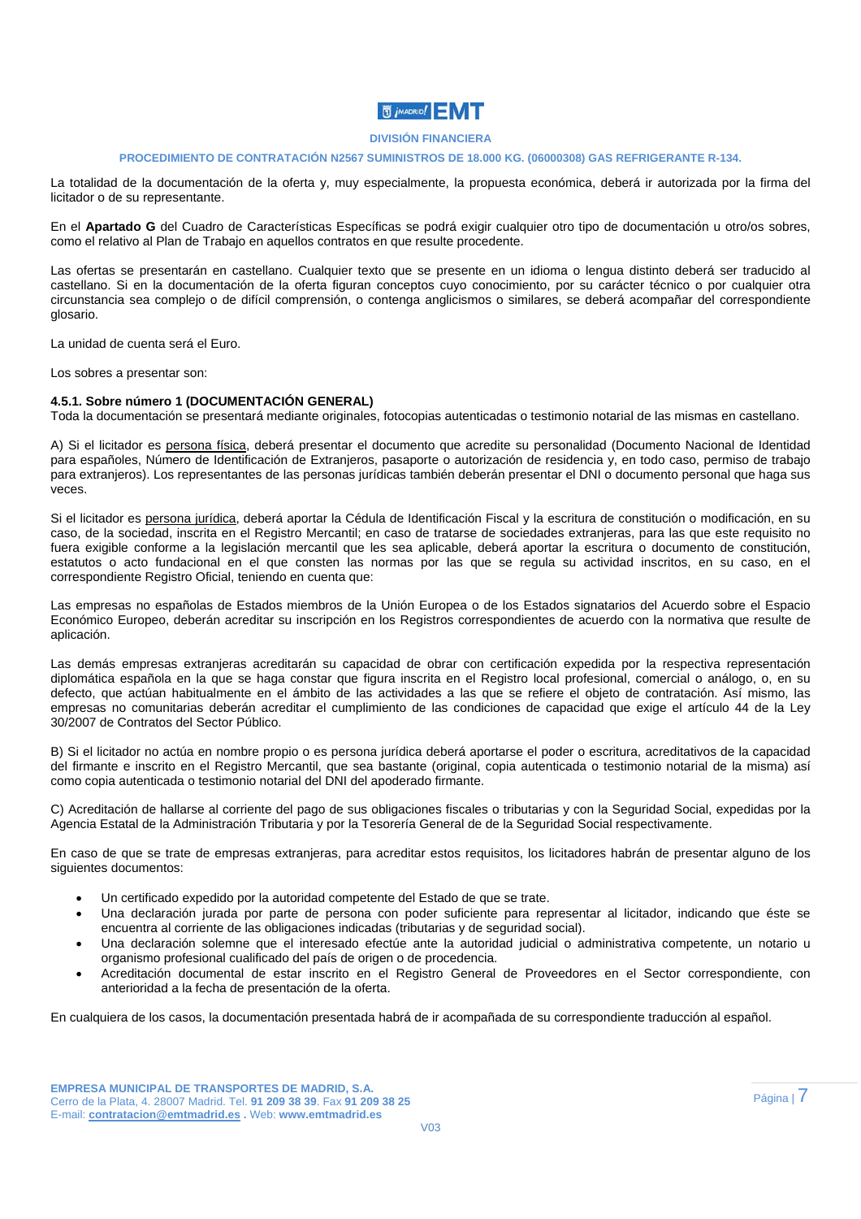La totalidad de la documentación de la oferta y, muy especialmente, la propuesta económica, deberá ir autorizada por la firma del licitador o de su representante.

En el **Apartado G** del Cuadro de Características Específicas se podrá exigir cualquier otro tipo de documentación u otro/os sobres, como el relativo al Plan de Trabajo en aquellos contratos en que resulte procedente.

Las ofertas se presentarán en castellano. Cualquier texto que se presente en un idioma o lengua distinto deberá ser traducido al castellano. Si en la documentación de la oferta figuran conceptos cuyo conocimiento, por su carácter técnico o por cualquier otra circunstancia sea complejo o de difícil comprensión, o contenga anglicismos o similares, se deberá acompañar del correspondiente glosario.

La unidad de cuenta será el Euro.

Los sobres a presentar son:

**4.5.1. Sobre número 1 (DOCUMENTACIÓN GENERAL)**
Toda la documentación se presentará mediante originales, fotocopias autenticadas o testimonio notarial de las mismas en castellano.

A) Si el licitador es persona física, deberá presentar el documento que acredite su personalidad (Documento Nacional de Identidad para españoles, Número de Identificación de Extranjeros, pasaporte o autorización de residencia y, en todo caso, permiso de trabajo para extranjeros). Los representantes de las personas jurídicas también deberán presentar el DNI o documento personal que haga sus veces.

Si el licitador es persona jurídica, deberá aportar la Cédula de Identificación Fiscal y la escritura de constitución o modificación, en su caso, de la sociedad, inscrita en el Registro Mercantil; en caso de tratarse de sociedades extranjeras, para las que este requisito no fuera exigible conforme a la legislación mercantil que les sea aplicable, deberá aportar la escritura o documento de constitución, estatutos o acto fundacional en el que consten las normas por las que se regula su actividad inscritos, en su caso, en el correspondiente Registro Oficial, teniendo en cuenta que:

Las empresas no españolas de Estados miembros de la Unión Europea o de los Estados signatarios del Acuerdo sobre el Espacio Económico Europeo, deberán acreditar su inscripción en los Registros correspondientes de acuerdo con la normativa que resulte de aplicación.

Las demás empresas extranjeras acreditarán su capacidad de obrar con certificación expedida por la respectiva representación diplomática española en la que se haga constar que figura inscrita en el Registro local profesional, comercial o análogo, o, en su defecto, que actúan habitualmente en el ámbito de las actividades a las que se refiere el objeto de contratación. Así mismo, las empresas no comunitarias deberán acreditar el cumplimiento de las condiciones de capacidad que exige el artículo 44 de la Ley 30/2007 de Contratos del Sector Público.

B) Si el licitador no actúa en nombre propio o es persona jurídica deberá aportarse el poder o escritura, acreditativos de la capacidad del firmante e inscrito en el Registro Mercantil, que sea bastante (original, copia autenticada o testimonio notarial de la misma) así como copia autenticada o testimonio notarial del DNI del apoderado firmante.

C) Acreditación de hallarse al corriente del pago de sus obligaciones fiscales o tributarias y con la Seguridad Social, expedidas por la Agencia Estatal de la Administración Tributaria y por la Tesorería General de de la Seguridad Social respectivamente.

En caso de que se trate de empresas extranjeras, para acreditar estos requisitos, los licitadores habrán de presentar alguno de los siguientes documentos:

- Un certificado expedido por la autoridad competente del Estado de que se trate.
- Una declaración jurada por parte de persona con poder suficiente para representar al licitador, indicando que éste se encuentra al corriente de las obligaciones indicadas (tributarias y de seguridad social).
- Una declaración solemne que el interesado efectúe ante la autoridad judicial o administrativa competente, un notario u organismo profesional cualificado del país de origen o de procedencia.
- Acreditación documental de estar inscrito en el Registro General de Proveedores en el Sector correspondiente, con anterioridad a la fecha de presentación de la oferta.

En cualquiera de los casos, la documentación presentada habrá de ir acompañada de su correspondiente traducción al español.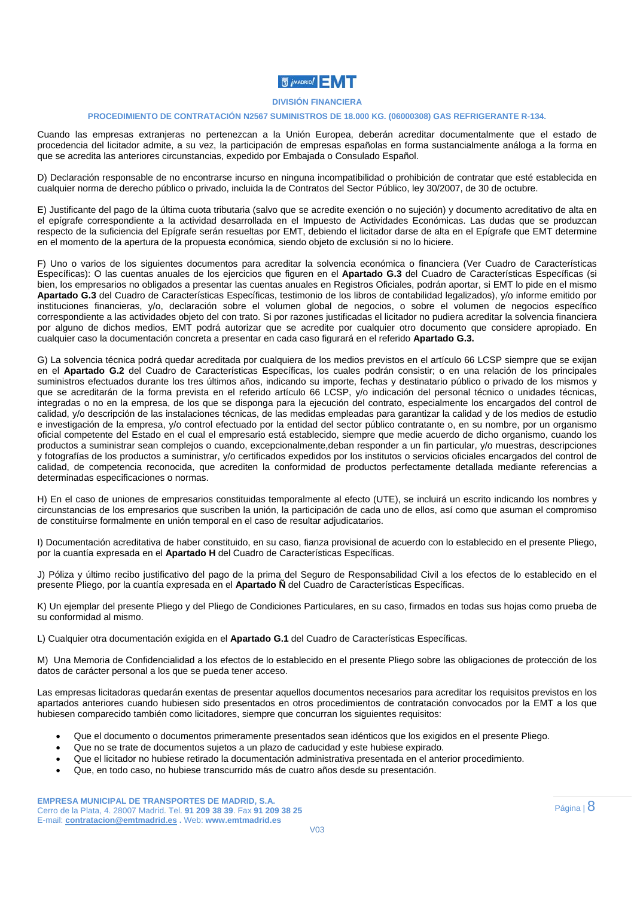Cuando las empresas extranjeras no pertenezcan a la Unión Europea, deberán acreditar documentalmente que el estado de procedencia del licitador admite, a su vez, la participación de empresas españolas en forma sustancialmente análoga a la forma en que se acredita las anteriores circunstancias, expedido por Embajada o Consulado Español.

D) Declaración responsable de no encontrarse incurso en ninguna incompatibilidad o prohibición de contratar que esté establecida en cualquier norma de derecho público o privado, incluida la de Contratos del Sector Público, ley 30/2007, de 30 de octubre.

E) Justificante del pago de la última cuota tributaria (salvo que se acredite exención o no sujeción) y documento acreditativo de alta en el epígrafe correspondiente a la actividad desarrollada en el Impuesto de Actividades Económicas. Las dudas que se produzcan respecto de la suficiencia del Epígrafe serán resueltas por EMT, debiendo el licitador darse de alta en el Epígrafe que EMT determine en el momento de la apertura de la propuesta económica, siendo objeto de exclusión si no lo hiciere.

F) Uno o varios de los siguientes documentos para acreditar la solvencia económica o financiera (Ver Cuadro de Características Específicas): O las cuentas anuales de los ejercicios que figuren en el **Apartado G.3** del Cuadro de Características Específicas (si bien, los empresarios no obligados a presentar las cuentas anuales en Registros Oficiales, podrán aportar, si EMT lo pide en el mismo **Apartado G.3** del Cuadro de Características Específicas, testimonio de los libros de contabilidad legalizados), y/o informe emitido por instituciones financieras, y/o, declaración sobre el volumen global de negocios, o sobre el volumen de negocios específico correspondiente a las actividades objeto del con trato. Si por razones justificadas el licitador no pudiera acreditar la solvencia financiera por alguno de dichos medios, EMT podrá autorizar que se acredite por cualquier otro documento que considere apropiado. En cualquier caso la documentación concreta a presentar en cada caso figurará en el referido **Apartado G.3.**

G) La solvencia técnica podrá quedar acreditada por cualquiera de los medios previstos en el artículo 66 LCSP siempre que se exijan en el **Apartado G.2** del Cuadro de Características Específicas, los cuales podrán consistir; o en una relación de los principales suministros efectuados durante los tres últimos años, indicando su importe, fechas y destinatario público o privado de los mismos y que se acreditarán de la forma prevista en el referido artículo 66 LCSP, y/o indicación del personal técnico o unidades técnicas, integradas o no en la empresa, de los que se disponga para la ejecución del contrato, especialmente los encargados del control de calidad, y/o descripción de las instalaciones técnicas, de las medidas empleadas para garantizar la calidad y de los medios de estudio e investigación de la empresa, y/o control efectuado por la entidad del sector público contratante o, en su nombre, por un organismo oficial competente del Estado en el cual el empresario está establecido, siempre que medie acuerdo de dicho organismo, cuando los productos a suministrar sean complejos o cuando, excepcionalmente,deban responder a un fin particular, y/o muestras, descripciones y fotografías de los productos a suministrar, y/o certificados expedidos por los institutos o servicios oficiales encargados del control de calidad, de competencia reconocida, que acrediten la conformidad de productos perfectamente detallada mediante referencias a determinadas especificaciones o normas.

H) En el caso de uniones de empresarios constituidas temporalmente al efecto (UTE), se incluirá un escrito indicando los nombres y circunstancias de los empresarios que suscriben la unión, la participación de cada uno de ellos, así como que asuman el compromiso de constituirse formalmente en unión temporal en el caso de resultar adjudicatarios.

I) Documentación acreditativa de haber constituido, en su caso, fianza provisional de acuerdo con lo establecido en el presente Pliego, por la cuantía expresada en el **Apartado H** del Cuadro de Características Específicas.

J) Póliza y último recibo justificativo del pago de la prima del Seguro de Responsabilidad Civil a los efectos de lo establecido en el presente Pliego, por la cuantía expresada en el **Apartado Ñ** del Cuadro de Características Específicas.

K) Un ejemplar del presente Pliego y del Pliego de Condiciones Particulares, en su caso, firmados en todas sus hojas como prueba de su conformidad al mismo.

L) Cualquier otra documentación exigida en el **Apartado G.1** del Cuadro de Características Específicas.

M) Una Memoria de Confidencialidad a los efectos de lo establecido en el presente Pliego sobre las obligaciones de protección de los datos de carácter personal a los que se pueda tener acceso.

Las empresas licitadoras quedarán exentas de presentar aquellos documentos necesarios para acreditar los requisitos previstos en los apartados anteriores cuando hubiesen sido presentados en otros procedimientos de contratación convocados por la EMT a los que hubiesen comparecido también como licitadores, siempre que concurran los siguientes requisitos:

- Que el documento o documentos primeramente presentados sean idénticos que los exigidos en el presente Pliego.
- Que no se trate de documentos sujetos a un plazo de caducidad y este hubiese expirado.
- Que el licitador no hubiese retirado la documentación administrativa presentada en el anterior procedimiento.
- Que, en todo caso, no hubiese transcurrido más de cuatro años desde su presentación.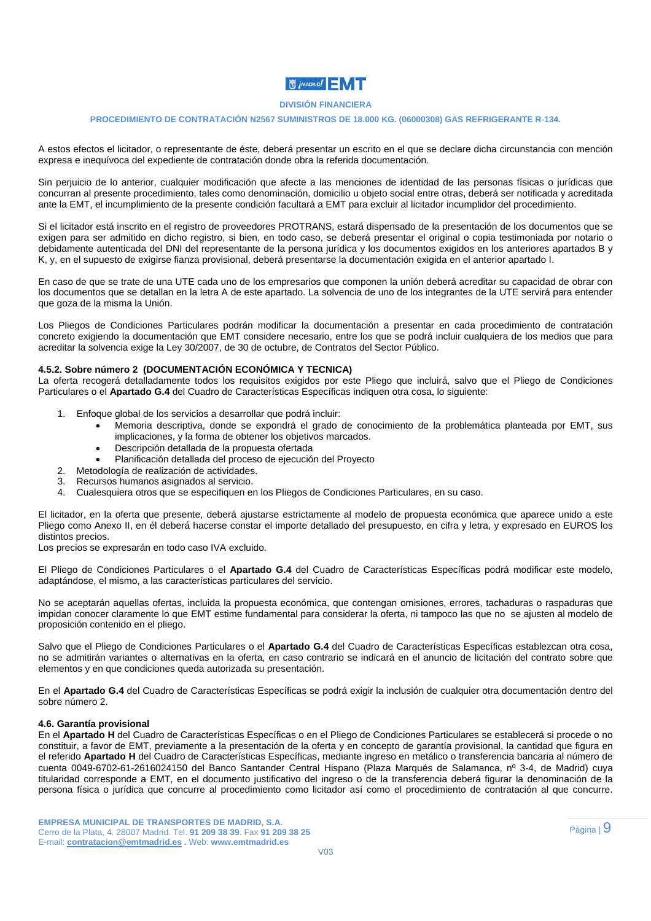A estos efectos el licitador, o representante de éste, deberá presentar un escrito en el que se declare dicha circunstancia con mención expresa e inequívoca del expediente de contratación donde obra la referida documentación.

Sin perjuicio de lo anterior, cualquier modificación que afecte a las menciones de identidad de las personas físicas o jurídicas que concurran al presente procedimiento, tales como denominación, domicilio u objeto social entre otras, deberá ser notificada y acreditada ante la EMT, el incumplimiento de la presente condición facultará a EMT para excluir al licitador incumplidor del procedimiento.

Si el licitador está inscrito en el registro de proveedores PROTRANS, estará dispensado de la presentación de los documentos que se exigen para ser admitido en dicho registro, si bien, en todo caso, se deberá presentar el original o copia testimoniada por notario o debidamente autenticada del DNI del representante de la persona jurídica y los documentos exigidos en los anteriores apartados B y K, y, en el supuesto de exigirse fianza provisional, deberá presentarse la documentación exigida en el anterior apartado I.

En caso de que se trate de una UTE cada uno de los empresarios que componen la unión deberá acreditar su capacidad de obrar con los documentos que se detallan en la letra A de este apartado. La solvencia de uno de los integrantes de la UTE servirá para entender que goza de la misma la Unión.

Los Pliegos de Condiciones Particulares podrán modificar la documentación a presentar en cada procedimiento de contratación concreto exigiendo la documentación que EMT considere necesario, entre los que se podrá incluir cualquiera de los medios que para acreditar la solvencia exige la Ley 30/2007, de 30 de octubre, de Contratos del Sector Público.

#### 4.5.2. Sobre número 2 (DOCUMENTACIÓN ECONÓMICA Y TECNICA)

La oferta recogerá detalladamente todos los requisitos exigidos por este Pliego que incluirá, salvo que el Pliego de Condiciones Particulares o el **Apartado G.4** del Cuadro de Características Específicas indiquen otra cosa, lo siguiente:

1. Enfoque global de los servicios a desarrollar que podrá incluir:
   - Memoria descriptiva, donde se expondrá el grado de conocimiento de la problemática planteada por EMT, sus implicaciones, y la forma de obtener los objetivos marcados.
   - Descripción detallada de la propuesta ofertada
   - Planificación detallada del proceso de ejecución del Proyecto
2. Metodología de realización de actividades.
3. Recursos humanos asignados al servicio.
4. Cualesquiera otros que se especifiquen en los Pliegos de Condiciones Particulares, en su caso.

El licitador, en la oferta que presente, deberá ajustarse estrictamente al modelo de propuesta económica que aparece unido a este Pliego como Anexo II, en él deberá hacerse constar el importe detallado del presupuesto, en cifra y letra, y expresado en EUROS los distintos precios.
Los precios se expresarán en todo caso IVA excluido.

El Pliego de Condiciones Particulares o el **Apartado G.4** del Cuadro de Características Específicas podrá modificar este modelo, adaptándose, el mismo, a las características particulares del servicio.

No se aceptarán aquellas ofertas, incluida la propuesta económica, que contengan omisiones, errores, tachaduras o raspaduras que impidan conocer claramente lo que EMT estime fundamental para considerar la oferta, ni tampoco las que no se ajusten al modelo de proposición contenido en el pliego.

Salvo que el Pliego de Condiciones Particulares o el **Apartado G.4** del Cuadro de Características Específicas establezcan otra cosa, no se admitirán variantes o alternativas en la oferta, en caso contrario se indicará en el anuncio de licitación del contrato sobre que elementos y en que condiciones queda autorizada su presentación.

En el **Apartado G.4** del Cuadro de Características Específicas se podrá exigir la inclusión de cualquier otra documentación dentro del sobre número 2.

### 4.6. Garantía provisional

En el **Apartado H** del Cuadro de Características Específicas o en el Pliego de Condiciones Particulares se establecerá si procede o no constituir, a favor de EMT, previamente a la presentación de la oferta y en concepto de garantía provisional, la cantidad que figura en el referido **Apartado H** del Cuadro de Características Específicas, mediante ingreso en metálico o transferencia bancaria al número de cuenta 0049-6702-61-2616024150 del Banco Santander Central Hispano (Plaza Marqués de Salamanca, nº 3-4, de Madrid) cuya titularidad corresponde a EMT, en el documento justificativo del ingreso o de la transferencia deberá figurar la denominación de la persona física o jurídica que concurre al procedimiento como licitador así como el procedimiento de contratación al que concurre.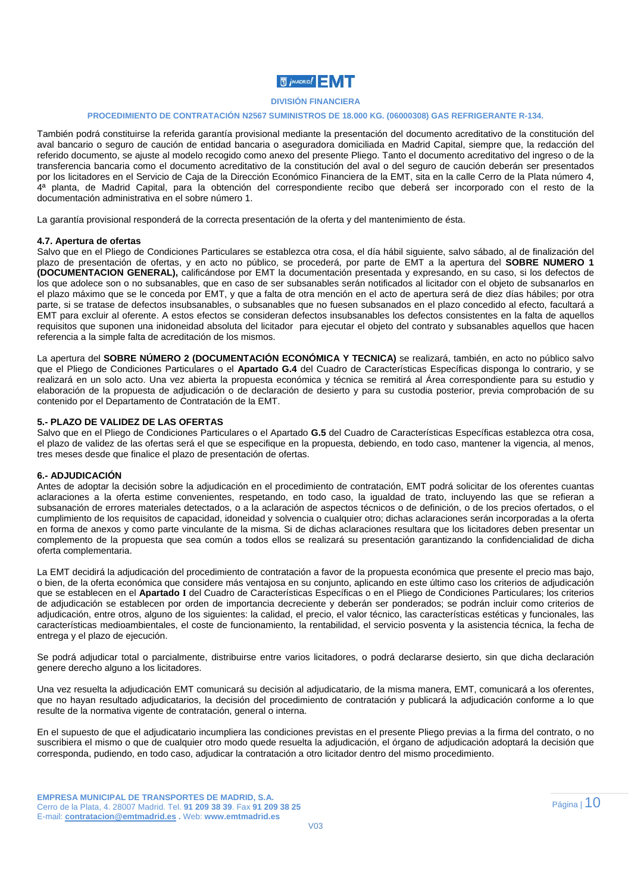También podrá constituirse la referida garantía provisional mediante la presentación del documento acreditativo de la constitución del aval bancario o seguro de caución de entidad bancaria o aseguradora domiciliada en Madrid Capital, siempre que, la redacción del referido documento, se ajuste al modelo recogido como anexo del presente Pliego. Tanto el documento acreditativo del ingreso o de la transferencia bancaria como el documento acreditativo de la constitución del aval o del seguro de caución deberán ser presentados por los licitadores en el Servicio de Caja de la Dirección Económico Financiera de la EMT, sita en la calle Cerro de la Plata número 4, 4ª planta, de Madrid Capital, para la obtención del correspondiente recibo que deberá ser incorporado con el resto de la documentación administrativa en el sobre número 1.

La garantía provisional responderá de la correcta presentación de la oferta y del mantenimiento de ésta.

#### 4.7. Apertura de ofertas

Salvo que en el Pliego de Condiciones Particulares se establezca otra cosa, el día hábil siguiente, salvo sábado, al de finalización del plazo de presentación de ofertas, y en acto no público, se procederá, por parte de EMT a la apertura del **SOBRE NUMERO 1 (DOCUMENTACION GENERAL),** calificándose por EMT la documentación presentada y expresando, en su caso, si los defectos de los que adolece son o no subsanables, que en caso de ser subsanables serán notificados al licitador con el objeto de subsanarlos en el plazo máximo que se le conceda por EMT, y que a falta de otra mención en el acto de apertura será de diez días hábiles; por otra parte, si se tratase de defectos insubsanables, o subsanables que no fuesen subsanados en el plazo concedido al efecto, facultará a EMT para excluir al oferente. A estos efectos se consideran defectos insubsanables los defectos consistentes en la falta de aquellos requisitos que suponen una inidoneidad absoluta del licitador para ejecutar el objeto del contrato y subsanables aquellos que hacen referencia a la simple falta de acreditación de los mismos.

La apertura del **SOBRE NÚMERO 2 (DOCUMENTACIÓN ECONÓMICA Y TECNICA)** se realizará, también, en acto no público salvo que el Pliego de Condiciones Particulares o el **Apartado G.4** del Cuadro de Características Específicas disponga lo contrario, y se realizará en un solo acto. Una vez abierta la propuesta económica y técnica se remitirá al Área correspondiente para su estudio y elaboración de la propuesta de adjudicación o de declaración de desierto y para su custodia posterior, previa comprobación de su contenido por el Departamento de Contratación de la EMT.

### 5.- PLAZO DE VALIDEZ DE LAS OFERTAS

Salvo que en el Pliego de Condiciones Particulares o el Apartado **G.5** del Cuadro de Características Específicas establezca otra cosa, el plazo de validez de las ofertas será el que se especifique en la propuesta, debiendo, en todo caso, mantener la vigencia, al menos, tres meses desde que finalice el plazo de presentación de ofertas.

### 6.- ADJUDICACIÓN

Antes de adoptar la decisión sobre la adjudicación en el procedimiento de contratación, EMT podrá solicitar de los oferentes cuantas aclaraciones a la oferta estime convenientes, respetando, en todo caso, la igualdad de trato, incluyendo las que se refieran a subsanación de errores materiales detectados, o a la aclaración de aspectos técnicos o de definición, o de los precios ofertados, o el cumplimiento de los requisitos de capacidad, idoneidad y solvencia o cualquier otro; dichas aclaraciones serán incorporadas a la oferta en forma de anexos y como parte vinculante de la misma. Si de dichas aclaraciones resultara que los licitadores deben presentar un complemento de la propuesta que sea común a todos ellos se realizará su presentación garantizando la confidencialidad de dicha oferta complementaria.

La EMT decidirá la adjudicación del procedimiento de contratación a favor de la propuesta económica que presente el precio mas bajo, o bien, de la oferta económica que considere más ventajosa en su conjunto, aplicando en este último caso los criterios de adjudicación que se establecen en el **Apartado I** del Cuadro de Características Específicas o en el Pliego de Condiciones Particulares; los criterios de adjudicación se establecen por orden de importancia decreciente y deberán ser ponderados; se podrán incluir como criterios de adjudicación, entre otros, alguno de los siguientes: la calidad, el precio, el valor técnico, las características estéticas y funcionales, las características medioambientales, el coste de funcionamiento, la rentabilidad, el servicio posventa y la asistencia técnica, la fecha de entrega y el plazo de ejecución.

Se podrá adjudicar total o parcialmente, distribuirse entre varios licitadores, o podrá declararse desierto, sin que dicha declaración genere derecho alguno a los licitadores.

Una vez resuelta la adjudicación EMT comunicará su decisión al adjudicatario, de la misma manera, EMT, comunicará a los oferentes, que no hayan resultado adjudicatarios, la decisión del procedimiento de contratación y publicará la adjudicación conforme a lo que resulte de la normativa vigente de contratación, general o interna.

En el supuesto de que el adjudicatario incumpliera las condiciones previstas en el presente Pliego previas a la firma del contrato, o no suscribiera el mismo o que de cualquier otro modo quede resuelta la adjudicación, el órgano de adjudicación adoptará la decisión que corresponda, pudiendo, en todo caso, adjudicar la contratación a otro licitador dentro del mismo procedimiento.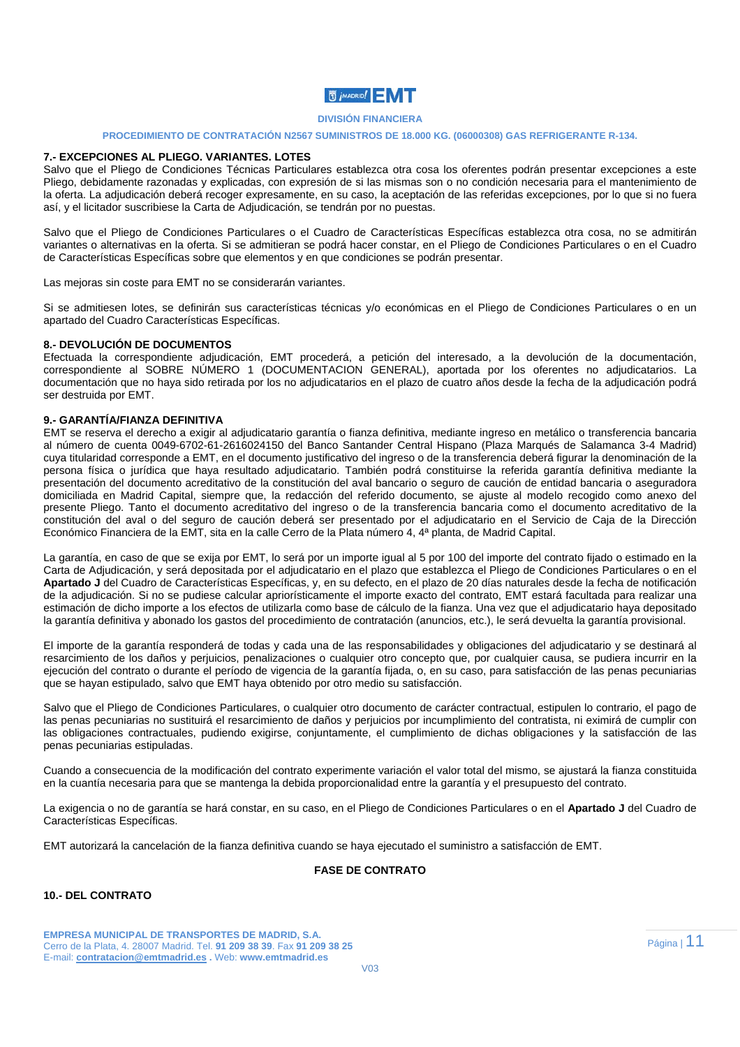## 7.- EXCEPCIONES AL PLIEGO. VARIANTES. LOTES

Salvo que el Pliego de Condiciones Técnicas Particulares establezca otra cosa los oferentes podrán presentar excepciones a este Pliego, debidamente razonadas y explicadas, con expresión de si las mismas son o no condición necesaria para el mantenimiento de la oferta. La adjudicación deberá recoger expresamente, en su caso, la aceptación de las referidas excepciones, por lo que si no fuera así, y el licitador suscribiese la Carta de Adjudicación, se tendrán por no puestas.

Salvo que el Pliego de Condiciones Particulares o el Cuadro de Características Específicas establezca otra cosa, no se admitirán variantes o alternativas en la oferta. Si se admitieran se podrá hacer constar, en el Pliego de Condiciones Particulares o en el Cuadro de Características Específicas sobre que elementos y en que condiciones se podrán presentar.

Las mejoras sin coste para EMT no se considerarán variantes.

Si se admitiesen lotes, se definirán sus características técnicas y/o económicas en el Pliego de Condiciones Particulares o en un apartado del Cuadro Características Específicas.

## 8.- DEVOLUCIÓN DE DOCUMENTOS

Efectuada la correspondiente adjudicación, EMT procederá, a petición del interesado, a la devolución de la documentación, correspondiente al SOBRE NÚMERO 1 (DOCUMENTACION GENERAL), aportada por los oferentes no adjudicatarios. La documentación que no haya sido retirada por los no adjudicatarios en el plazo de cuatro años desde la fecha de la adjudicación podrá ser destruida por EMT.

## 9.- GARANTÍA/FIANZA DEFINITIVA

EMT se reserva el derecho a exigir al adjudicatario garantía o fianza definitiva, mediante ingreso en metálico o transferencia bancaria al número de cuenta 0049-6702-61-2616024150 del Banco Santander Central Hispano (Plaza Marqués de Salamanca 3-4 Madrid) cuya titularidad corresponde a EMT, en el documento justificativo del ingreso o de la transferencia deberá figurar la denominación de la persona física o jurídica que haya resultado adjudicatario. También podrá constituirse la referida garantía definitiva mediante la presentación del documento acreditativo de la constitución del aval bancario o seguro de caución de entidad bancaria o aseguradora domiciliada en Madrid Capital, siempre que, la redacción del referido documento, se ajuste al modelo recogido como anexo del presente Pliego. Tanto el documento acreditativo del ingreso o de la transferencia bancaria como el documento acreditativo de la constitución del aval o del seguro de caución deberá ser presentado por el adjudicatario en el Servicio de Caja de la Dirección Económico Financiera de la EMT, sita en la calle Cerro de la Plata número 4, 4ª planta, de Madrid Capital.

La garantía, en caso de que se exija por EMT, lo será por un importe igual al 5 por 100 del importe del contrato fijado o estimado en la Carta de Adjudicación, y será depositada por el adjudicatario en el plazo que establezca el Pliego de Condiciones Particulares o en el **Apartado J** del Cuadro de Características Específicas, y, en su defecto, en el plazo de 20 días naturales desde la fecha de notificación de la adjudicación. Si no se pudiese calcular apriorísticamente el importe exacto del contrato, EMT estará facultada para realizar una estimación de dicho importe a los efectos de utilizarla como base de cálculo de la fianza. Una vez que el adjudicatario haya depositado la garantía definitiva y abonado los gastos del procedimiento de contratación (anuncios, etc.), le será devuelta la garantía provisional.

El importe de la garantía responderá de todas y cada una de las responsabilidades y obligaciones del adjudicatario y se destinará al resarcimiento de los daños y perjuicios, penalizaciones o cualquier otro concepto que, por cualquier causa, se pudiera incurrir en la ejecución del contrato o durante el período de vigencia de la garantía fijada, o, en su caso, para satisfacción de las penas pecuniarias que se hayan estipulado, salvo que EMT haya obtenido por otro medio su satisfacción.

Salvo que el Pliego de Condiciones Particulares, o cualquier otro documento de carácter contractual, estipulen lo contrario, el pago de las penas pecuniarias no sustituirá el resarcimiento de daños y perjuicios por incumplimiento del contratista, ni eximirá de cumplir con las obligaciones contractuales, pudiendo exigirse, conjuntamente, el cumplimiento de dichas obligaciones y la satisfacción de las penas pecuniarias estipuladas.

Cuando a consecuencia de la modificación del contrato experimente variación el valor total del mismo, se ajustará la fianza constituida en la cuantía necesaria para que se mantenga la debida proporcionalidad entre la garantía y el presupuesto del contrato.

La exigencia o no de garantía se hará constar, en su caso, en el Pliego de Condiciones Particulares o en el **Apartado J** del Cuadro de Características Específicas.

EMT autorizará la cancelación de la fianza definitiva cuando se haya ejecutado el suministro a satisfacción de EMT.

**FASE DE CONTRATO**

## 10.- DEL CONTRATO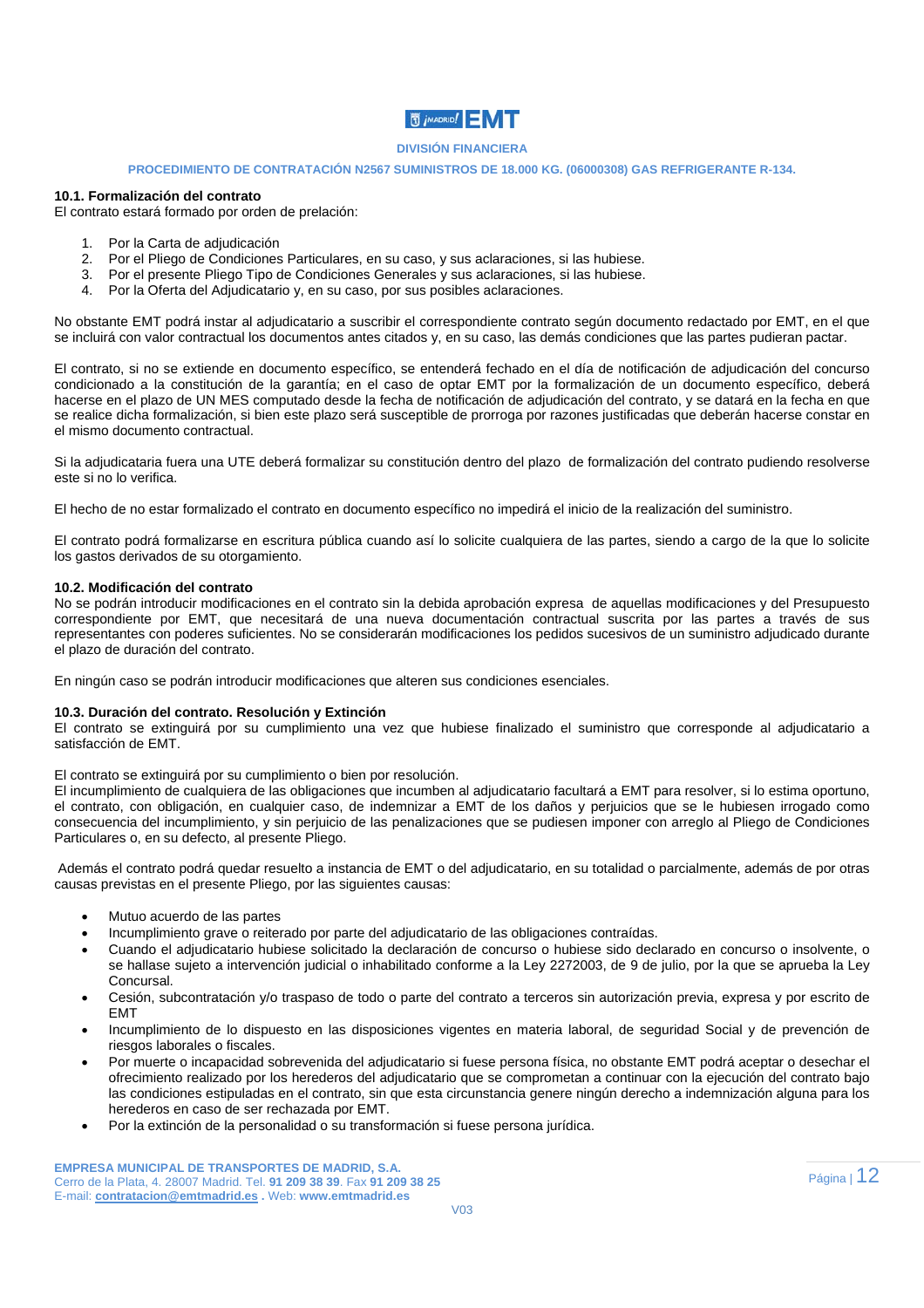### 10.1. Formalización del contrato

El contrato estará formado por orden de prelación:

1. Por la Carta de adjudicación
2. Por el Pliego de Condiciones Particulares, en su caso, y sus aclaraciones, si las hubiese.
3. Por el presente Pliego Tipo de Condiciones Generales y sus aclaraciones, si las hubiese.
4. Por la Oferta del Adjudicatario y, en su caso, por sus posibles aclaraciones.

No obstante EMT podrá instar al adjudicatario a suscribir el correspondiente contrato según documento redactado por EMT, en el que se incluirá con valor contractual los documentos antes citados y, en su caso, las demás condiciones que las partes pudieran pactar.

El contrato, si no se extiende en documento específico, se entenderá fechado en el día de notificación de adjudicación del concurso condicionado a la constitución de la garantía; en el caso de optar EMT por la formalización de un documento específico, deberá hacerse en el plazo de UN MES computado desde la fecha de notificación de adjudicación del contrato, y se datará en la fecha en que se realice dicha formalización, si bien este plazo será susceptible de prorroga por razones justificadas que deberán hacerse constar en el mismo documento contractual.

Si la adjudicataria fuera una UTE deberá formalizar su constitución dentro del plazo de formalización del contrato pudiendo resolverse este si no lo verifica.

El hecho de no estar formalizado el contrato en documento específico no impedirá el inicio de la realización del suministro.

El contrato podrá formalizarse en escritura pública cuando así lo solicite cualquiera de las partes, siendo a cargo de la que lo solicite los gastos derivados de su otorgamiento.

### 10.2. Modificación del contrato

No se podrán introducir modificaciones en el contrato sin la debida aprobación expresa de aquellas modificaciones y del Presupuesto correspondiente por EMT, que necesitará de una nueva documentación contractual suscrita por las partes a través de sus representantes con poderes suficientes. No se considerarán modificaciones los pedidos sucesivos de un suministro adjudicado durante el plazo de duración del contrato.

En ningún caso se podrán introducir modificaciones que alteren sus condiciones esenciales.

### 10.3. Duración del contrato. Resolución y Extinción

El contrato se extinguirá por su cumplimiento una vez que hubiese finalizado el suministro que corresponde al adjudicatario a satisfacción de EMT.

El contrato se extinguirá por su cumplimiento o bien por resolución.
El incumplimiento de cualquiera de las obligaciones que incumben al adjudicatario facultará a EMT para resolver, si lo estima oportuno, el contrato, con obligación, en cualquier caso, de indemnizar a EMT de los daños y perjuicios que se le hubiesen irrogado como consecuencia del incumplimiento, y sin perjuicio de las penalizaciones que se pudiesen imponer con arreglo al Pliego de Condiciones Particulares o, en su defecto, al presente Pliego.

Además el contrato podrá quedar resuelto a instancia de EMT o del adjudicatario, en su totalidad o parcialmente, además de por otras causas previstas en el presente Pliego, por las siguientes causas:

- Mutuo acuerdo de las partes
- Incumplimiento grave o reiterado por parte del adjudicatario de las obligaciones contraídas.
- Cuando el adjudicatario hubiese solicitado la declaración de concurso o hubiese sido declarado en concurso o insolvente, o se hallase sujeto a intervención judicial o inhabilitado conforme a la Ley 2272003, de 9 de julio, por la que se aprueba la Ley Concursal.
- Cesión, subcontratación y/o traspaso de todo o parte del contrato a terceros sin autorización previa, expresa y por escrito de EMT
- Incumplimiento de lo dispuesto en las disposiciones vigentes en materia laboral, de seguridad Social y de prevención de riesgos laborales o fiscales.
- Por muerte o incapacidad sobrevenida del adjudicatario si fuese persona física, no obstante EMT podrá aceptar o desechar el ofrecimiento realizado por los herederos del adjudicatario que se comprometan a continuar con la ejecución del contrato bajo las condiciones estipuladas en el contrato, sin que esta circunstancia genere ningún derecho a indemnización alguna para los herederos en caso de ser rechazada por EMT.
- Por la extinción de la personalidad o su transformación si fuese persona jurídica.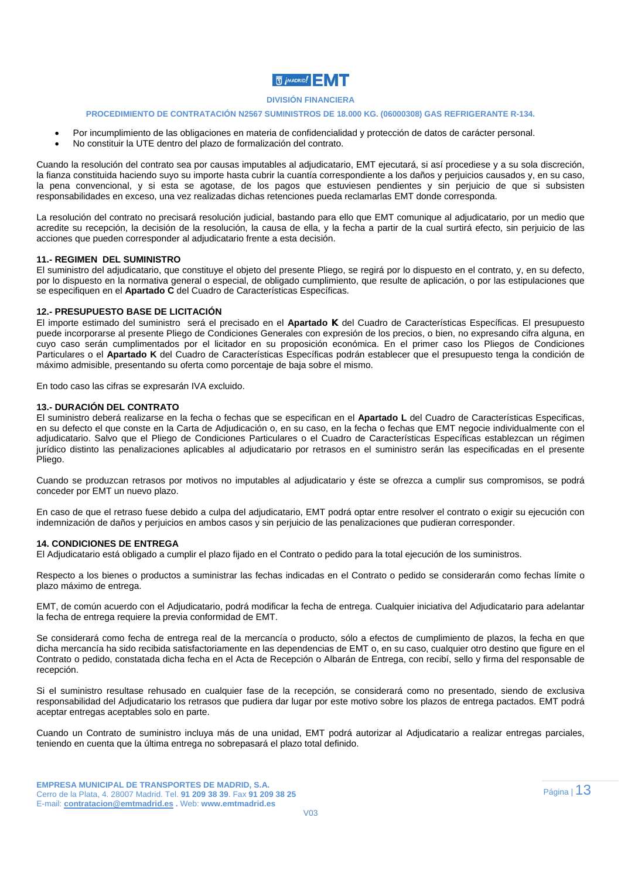- Por incumplimiento de las obligaciones en materia de confidencialidad y protección de datos de carácter personal.
- No constituir la UTE dentro del plazo de formalización del contrato.

Cuando la resolución del contrato sea por causas imputables al adjudicatario, EMT ejecutará, si así procediese y a su sola discreción, la fianza constituida haciendo suyo su importe hasta cubrir la cuantía correspondiente a los daños y perjuicios causados y, en su caso, la pena convencional, y si esta se agotase, de los pagos que estuviesen pendientes y sin perjuicio de que si subsisten responsabilidades en exceso, una vez realizadas dichas retenciones pueda reclamarlas EMT donde corresponda.

La resolución del contrato no precisará resolución judicial, bastando para ello que EMT comunique al adjudicatario, por un medio que acredite su recepción, la decisión de la resolución, la causa de ella, y la fecha a partir de la cual surtirá efecto, sin perjuicio de las acciones que pueden corresponder al adjudicatario frente a esta decisión.

### 11.- REGIMEN DEL SUMINISTRO

El suministro del adjudicatario, que constituye el objeto del presente Pliego, se regirá por lo dispuesto en el contrato, y, en su defecto, por lo dispuesto en la normativa general o especial, de obligado cumplimiento, que resulte de aplicación, o por las estipulaciones que se especifiquen en el **Apartado C** del Cuadro de Características Específicas.

### 12.- PRESUPUESTO BASE DE LICITACIÓN

El importe estimado del suministro será el precisado en el **Apartado K** del Cuadro de Características Específicas. El presupuesto puede incorporarse al presente Pliego de Condiciones Generales con expresión de los precios, o bien, no expresando cifra alguna, en cuyo caso serán cumplimentados por el licitador en su proposición económica. En el primer caso los Pliegos de Condiciones Particulares o el **Apartado K** del Cuadro de Características Específicas podrán establecer que el presupuesto tenga la condición de máximo admisible, presentando su oferta como porcentaje de baja sobre el mismo.

En todo caso las cifras se expresarán IVA excluido.

### 13.- DURACIÓN DEL CONTRATO

El suministro deberá realizarse en la fecha o fechas que se especifican en el **Apartado L** del Cuadro de Características Especificas, en su defecto el que conste en la Carta de Adjudicación o, en su caso, en la fecha o fechas que EMT negocie individualmente con el adjudicatario. Salvo que el Pliego de Condiciones Particulares o el Cuadro de Características Específicas establezcan un régimen jurídico distinto las penalizaciones aplicables al adjudicatario por retrasos en el suministro serán las especificadas en el presente Pliego.

Cuando se produzcan retrasos por motivos no imputables al adjudicatario y éste se ofrezca a cumplir sus compromisos, se podrá conceder por EMT un nuevo plazo.

En caso de que el retraso fuese debido a culpa del adjudicatario, EMT podrá optar entre resolver el contrato o exigir su ejecución con indemnización de daños y perjuicios en ambos casos y sin perjuicio de las penalizaciones que pudieran corresponder.

### 14. CONDICIONES DE ENTREGA

El Adjudicatario está obligado a cumplir el plazo fijado en el Contrato o pedido para la total ejecución de los suministros.

Respecto a los bienes o productos a suministrar las fechas indicadas en el Contrato o pedido se considerarán como fechas límite o plazo máximo de entrega.

EMT, de común acuerdo con el Adjudicatario, podrá modificar la fecha de entrega. Cualquier iniciativa del Adjudicatario para adelantar la fecha de entrega requiere la previa conformidad de EMT.

Se considerará como fecha de entrega real de la mercancía o producto, sólo a efectos de cumplimiento de plazos, la fecha en que dicha mercancía ha sido recibida satisfactoriamente en las dependencias de EMT o, en su caso, cualquier otro destino que figure en el Contrato o pedido, constatada dicha fecha en el Acta de Recepción o Albarán de Entrega, con recibí, sello y firma del responsable de recepción.

Si el suministro resultase rehusado en cualquier fase de la recepción, se considerará como no presentado, siendo de exclusiva responsabilidad del Adjudicatario los retrasos que pudiera dar lugar por este motivo sobre los plazos de entrega pactados. EMT podrá aceptar entregas aceptables solo en parte.

Cuando un Contrato de suministro incluya más de una unidad, EMT podrá autorizar al Adjudicatario a realizar entregas parciales, teniendo en cuenta que la última entrega no sobrepasará el plazo total definido.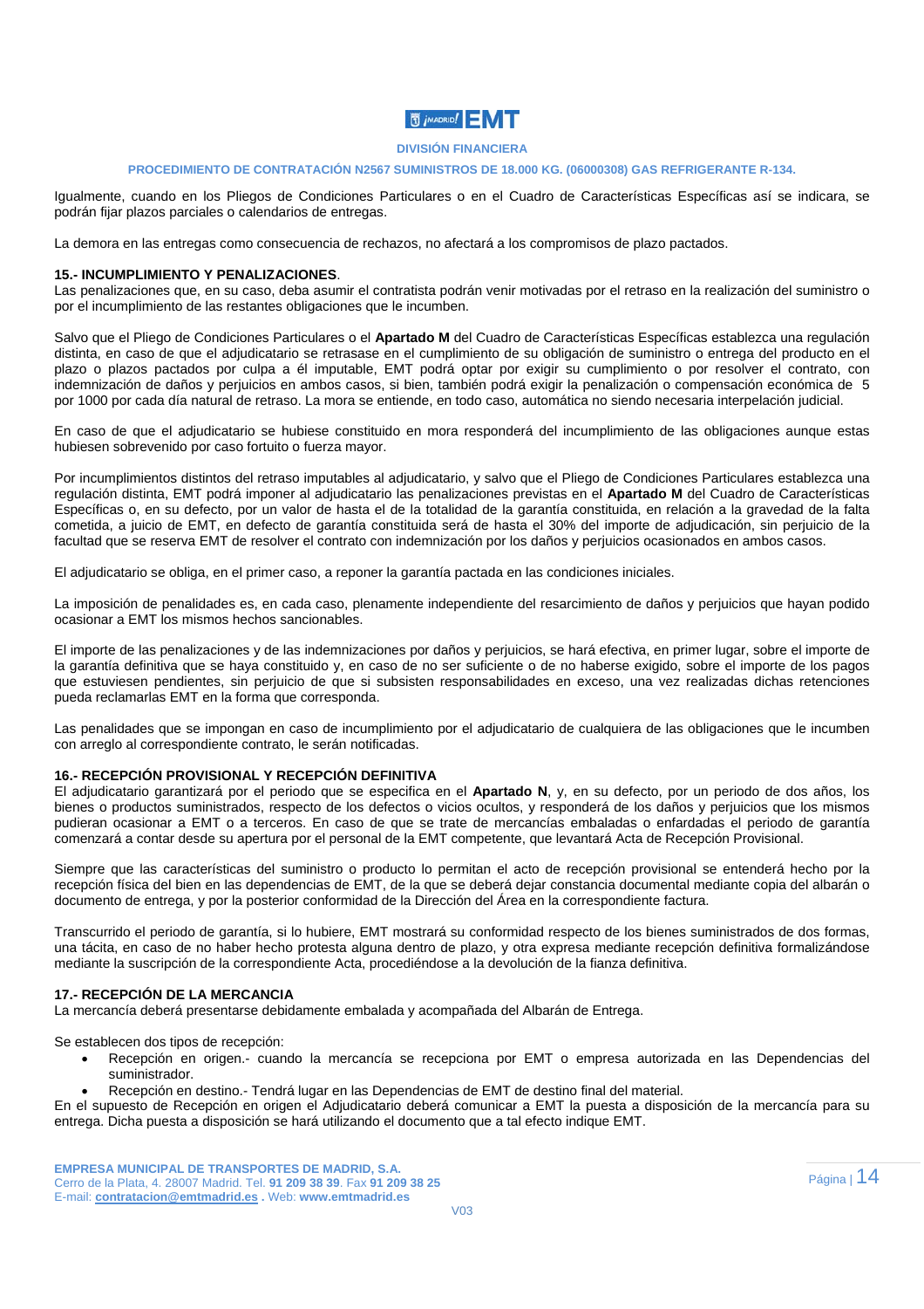Igualmente, cuando en los Pliegos de Condiciones Particulares o en el Cuadro de Características Específicas así se indicara, se podrán fijar plazos parciales o calendarios de entregas.

La demora en las entregas como consecuencia de rechazos, no afectará a los compromisos de plazo pactados.

**15.- INCUMPLIMIENTO Y PENALIZACIONES**.

Las penalizaciones que, en su caso, deba asumir el contratista podrán venir motivadas por el retraso en la realización del suministro o por el incumplimiento de las restantes obligaciones que le incumben.

Salvo que el Pliego de Condiciones Particulares o el **Apartado M** del Cuadro de Características Específicas establezca una regulación distinta, en caso de que el adjudicatario se retrasase en el cumplimiento de su obligación de suministro o entrega del producto en el plazo o plazos pactados por culpa a él imputable, EMT podrá optar por exigir su cumplimiento o por resolver el contrato, con indemnización de daños y perjuicios en ambos casos, si bien, también podrá exigir la penalización o compensación económica de 5 por 1000 por cada día natural de retraso. La mora se entiende, en todo caso, automática no siendo necesaria interpelación judicial.

En caso de que el adjudicatario se hubiese constituido en mora responderá del incumplimiento de las obligaciones aunque estas hubiesen sobrevenido por caso fortuito o fuerza mayor.

Por incumplimientos distintos del retraso imputables al adjudicatario, y salvo que el Pliego de Condiciones Particulares establezca una regulación distinta, EMT podrá imponer al adjudicatario las penalizaciones previstas en el **Apartado M** del Cuadro de Características Específicas o, en su defecto, por un valor de hasta el de la totalidad de la garantía constituida, en relación a la gravedad de la falta cometida, a juicio de EMT, en defecto de garantía constituida será de hasta el 30% del importe de adjudicación, sin perjuicio de la facultad que se reserva EMT de resolver el contrato con indemnización por los daños y perjuicios ocasionados en ambos casos.

El adjudicatario se obliga, en el primer caso, a reponer la garantía pactada en las condiciones iniciales.

La imposición de penalidades es, en cada caso, plenamente independiente del resarcimiento de daños y perjuicios que hayan podido ocasionar a EMT los mismos hechos sancionables.

El importe de las penalizaciones y de las indemnizaciones por daños y perjuicios, se hará efectiva, en primer lugar, sobre el importe de la garantía definitiva que se haya constituido y, en caso de no ser suficiente o de no haberse exigido, sobre el importe de los pagos que estuviesen pendientes, sin perjuicio de que si subsisten responsabilidades en exceso, una vez realizadas dichas retenciones pueda reclamarlas EMT en la forma que corresponda.

Las penalidades que se impongan en caso de incumplimiento por el adjudicatario de cualquiera de las obligaciones que le incumben con arreglo al correspondiente contrato, le serán notificadas.

**16.- RECEPCIÓN PROVISIONAL Y RECEPCIÓN DEFINITIVA**

El adjudicatario garantizará por el periodo que se especifica en el **Apartado N**, y, en su defecto, por un periodo de dos años, los bienes o productos suministrados, respecto de los defectos o vicios ocultos, y responderá de los daños y perjuicios que los mismos pudieran ocasionar a EMT o a terceros. En caso de que se trate de mercancías embaladas o enfardadas el periodo de garantía comenzará a contar desde su apertura por el personal de la EMT competente, que levantará Acta de Recepción Provisional.

Siempre que las características del suministro o producto lo permitan el acto de recepción provisional se entenderá hecho por la recepción física del bien en las dependencias de EMT, de la que se deberá dejar constancia documental mediante copia del albarán o documento de entrega, y por la posterior conformidad de la Dirección del Área en la correspondiente factura.

Transcurrido el periodo de garantía, si lo hubiere, EMT mostrará su conformidad respecto de los bienes suministrados de dos formas, una tácita, en caso de no haber hecho protesta alguna dentro de plazo, y otra expresa mediante recepción definitiva formalizándose mediante la suscripción de la correspondiente Acta, procediéndose a la devolución de la fianza definitiva.

**17.- RECEPCIÓN DE LA MERCANCIA**

La mercancía deberá presentarse debidamente embalada y acompañada del Albarán de Entrega.

Se establecen dos tipos de recepción:

- Recepción en origen.- cuando la mercancía se recepciona por EMT o empresa autorizada en las Dependencias del suministrador.
- Recepción en destino.- Tendrá lugar en las Dependencias de EMT de destino final del material.

En el supuesto de Recepción en origen el Adjudicatario deberá comunicar a EMT la puesta a disposición de la mercancía para su entrega. Dicha puesta a disposición se hará utilizando el documento que a tal efecto indique EMT.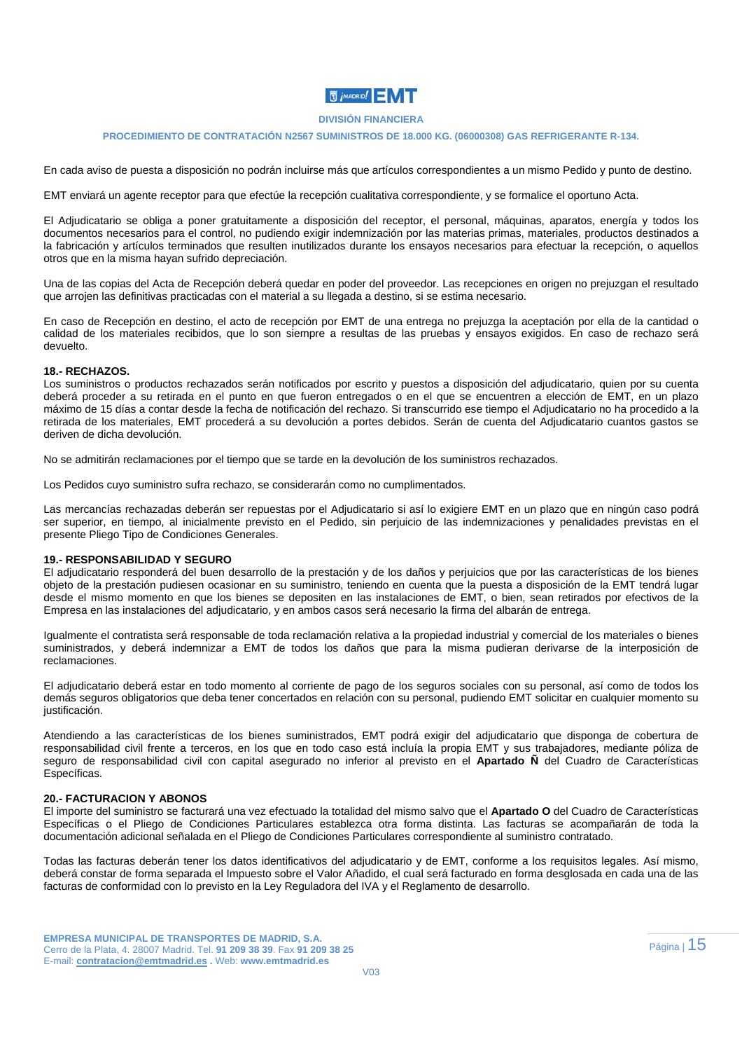En cada aviso de puesta a disposición no podrán incluirse más que artículos correspondientes a un mismo Pedido y punto de destino.

EMT enviará un agente receptor para que efectúe la recepción cualitativa correspondiente, y se formalice el oportuno Acta.

El Adjudicatario se obliga a poner gratuitamente a disposición del receptor, el personal, máquinas, aparatos, energía y todos los documentos necesarios para el control, no pudiendo exigir indemnización por las materias primas, materiales, productos destinados a la fabricación y artículos terminados que resulten inutilizados durante los ensayos necesarios para efectuar la recepción, o aquellos otros que en la misma hayan sufrido depreciación.

Una de las copias del Acta de Recepción deberá quedar en poder del proveedor. Las recepciones en origen no prejuzgan el resultado que arrojen las definitivas practicadas con el material a su llegada a destino, si se estima necesario.

En caso de Recepción en destino, el acto de recepción por EMT de una entrega no prejuzga la aceptación por ella de la cantidad o calidad de los materiales recibidos, que lo son siempre a resultas de las pruebas y ensayos exigidos. En caso de rechazo será devuelto.

### 18.- RECHAZOS.

Los suministros o productos rechazados serán notificados por escrito y puestos a disposición del adjudicatario, quien por su cuenta deberá proceder a su retirada en el punto en que fueron entregados o en el que se encuentren a elección de EMT, en un plazo máximo de 15 días a contar desde la fecha de notificación del rechazo. Si transcurrido ese tiempo el Adjudicatario no ha procedido a la retirada de los materiales, EMT procederá a su devolución a portes debidos. Serán de cuenta del Adjudicatario cuantos gastos se deriven de dicha devolución.

No se admitirán reclamaciones por el tiempo que se tarde en la devolución de los suministros rechazados.

Los Pedidos cuyo suministro sufra rechazo, se considerarán como no cumplimentados.

Las mercancías rechazadas deberán ser repuestas por el Adjudicatario si así lo exigiere EMT en un plazo que en ningún caso podrá ser superior, en tiempo, al inicialmente previsto en el Pedido, sin perjuicio de las indemnizaciones y penalidades previstas en el presente Pliego Tipo de Condiciones Generales.

### 19.- RESPONSABILIDAD Y SEGURO

El adjudicatario responderá del buen desarrollo de la prestación y de los daños y perjuicios que por las características de los bienes objeto de la prestación pudiesen ocasionar en su suministro, teniendo en cuenta que la puesta a disposición de la EMT tendrá lugar desde el mismo momento en que los bienes se depositen en las instalaciones de EMT, o bien, sean retirados por efectivos de la Empresa en las instalaciones del adjudicatario, y en ambos casos será necesario la firma del albarán de entrega.

Igualmente el contratista será responsable de toda reclamación relativa a la propiedad industrial y comercial de los materiales o bienes suministrados, y deberá indemnizar a EMT de todos los daños que para la misma pudieran derivarse de la interposición de reclamaciones.

El adjudicatario deberá estar en todo momento al corriente de pago de los seguros sociales con su personal, así como de todos los demás seguros obligatorios que deba tener concertados en relación con su personal, pudiendo EMT solicitar en cualquier momento su justificación.

Atendiendo a las características de los bienes suministrados, EMT podrá exigir del adjudicatario que disponga de cobertura de responsabilidad civil frente a terceros, en los que en todo caso está incluía la propia EMT y sus trabajadores, mediante póliza de seguro de responsabilidad civil con capital asegurado no inferior al previsto en el **Apartado Ñ** del Cuadro de Características Específicas.

### 20.- FACTURACION Y ABONOS

El importe del suministro se facturará una vez efectuado la totalidad del mismo salvo que el **Apartado O** del Cuadro de Características Específicas o el Pliego de Condiciones Particulares establezca otra forma distinta. Las facturas se acompañarán de toda la documentación adicional señalada en el Pliego de Condiciones Particulares correspondiente al suministro contratado.

Todas las facturas deberán tener los datos identificativos del adjudicatario y de EMT, conforme a los requisitos legales. Así mismo, deberá constar de forma separada el Impuesto sobre el Valor Añadido, el cual será facturado en forma desglosada en cada una de las facturas de conformidad con lo previsto en la Ley Reguladora del IVA y el Reglamento de desarrollo.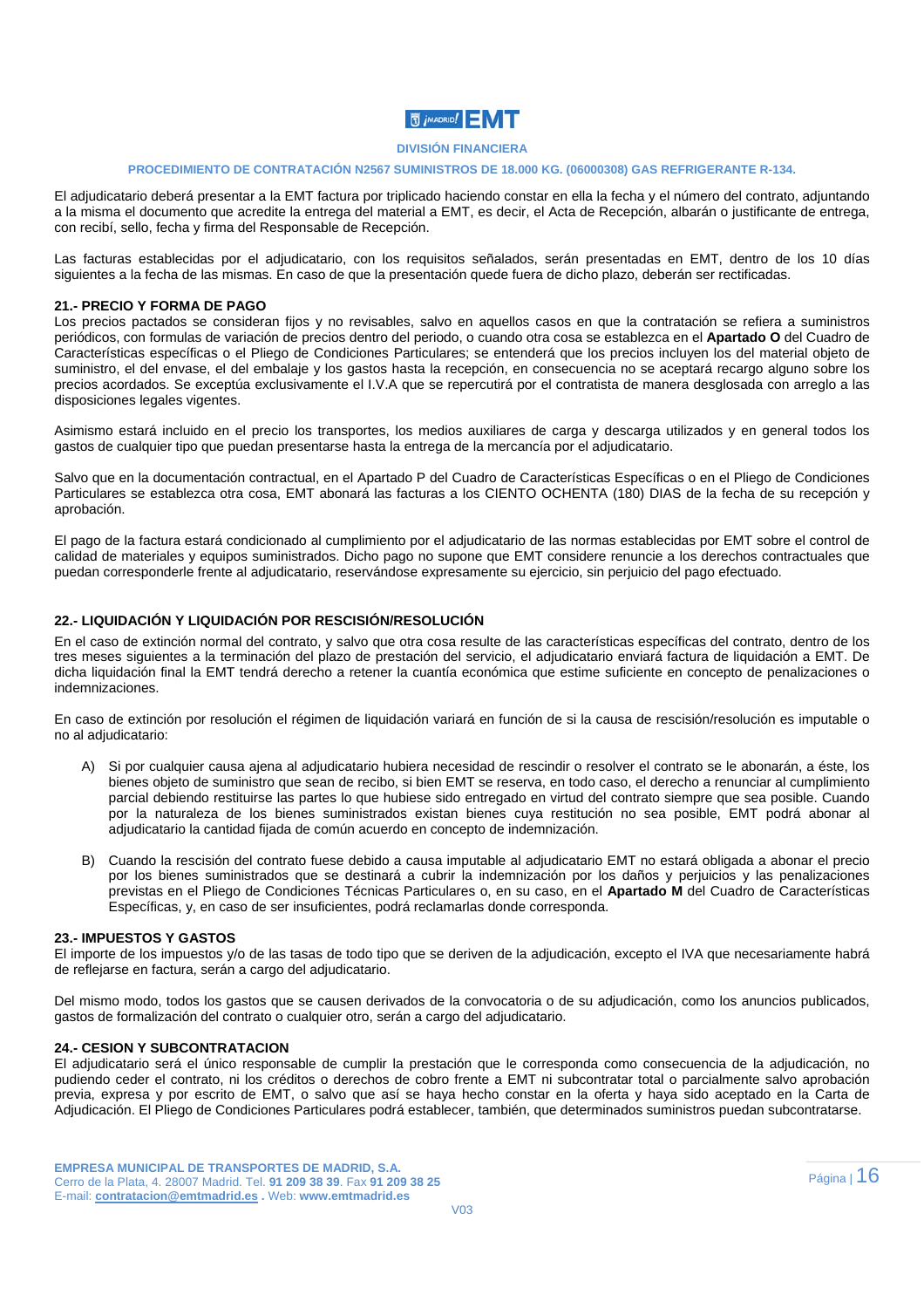El adjudicatario deberá presentar a la EMT factura por triplicado haciendo constar en ella la fecha y el número del contrato, adjuntando a la misma el documento que acredite la entrega del material a EMT, es decir, el Acta de Recepción, albarán o justificante de entrega, con recibí, sello, fecha y firma del Responsable de Recepción.

Las facturas establecidas por el adjudicatario, con los requisitos señalados, serán presentadas en EMT, dentro de los 10 días siguientes a la fecha de las mismas. En caso de que la presentación quede fuera de dicho plazo, deberán ser rectificadas.

**21.- PRECIO Y FORMA DE PAGO**

Los precios pactados se consideran fijos y no revisables, salvo en aquellos casos en que la contratación se refiera a suministros periódicos, con formulas de variación de precios dentro del periodo, o cuando otra cosa se establezca en el **Apartado O** del Cuadro de Características específicas o el Pliego de Condiciones Particulares; se entenderá que los precios incluyen los del material objeto de suministro, el del envase, el del embalaje y los gastos hasta la recepción, en consecuencia no se aceptará recargo alguno sobre los precios acordados. Se exceptúa exclusivamente el I.V.A que se repercutirá por el contratista de manera desglosada con arreglo a las disposiciones legales vigentes.

Asimismo estará incluido en el precio los transportes, los medios auxiliares de carga y descarga utilizados y en general todos los gastos de cualquier tipo que puedan presentarse hasta la entrega de la mercancía por el adjudicatario.

Salvo que en la documentación contractual, en el Apartado P del Cuadro de Características Específicas o en el Pliego de Condiciones Particulares se establezca otra cosa, EMT abonará las facturas a los CIENTO OCHENTA (180) DIAS de la fecha de su recepción y aprobación.

El pago de la factura estará condicionado al cumplimiento por el adjudicatario de las normas establecidas por EMT sobre el control de calidad de materiales y equipos suministrados. Dicho pago no supone que EMT considere renuncie a los derechos contractuales que puedan corresponderle frente al adjudicatario, reservándose expresamente su ejercicio, sin perjuicio del pago efectuado.

**22.- LIQUIDACIÓN Y LIQUIDACIÓN POR RESCISIÓN/RESOLUCIÓN**

En el caso de extinción normal del contrato, y salvo que otra cosa resulte de las características específicas del contrato, dentro de los tres meses siguientes a la terminación del plazo de prestación del servicio, el adjudicatario enviará factura de liquidación a EMT. De dicha liquidación final la EMT tendrá derecho a retener la cuantía económica que estime suficiente en concepto de penalizaciones o indemnizaciones.

En caso de extinción por resolución el régimen de liquidación variará en función de si la causa de rescisión/resolución es imputable o no al adjudicatario:

A) Si por cualquier causa ajena al adjudicatario hubiera necesidad de rescindir o resolver el contrato se le abonarán, a éste, los bienes objeto de suministro que sean de recibo, si bien EMT se reserva, en todo caso, el derecho a renunciar al cumplimiento parcial debiendo restituirse las partes lo que hubiese sido entregado en virtud del contrato siempre que sea posible. Cuando por la naturaleza de los bienes suministrados existan bienes cuya restitución no sea posible, EMT podrá abonar al adjudicatario la cantidad fijada de común acuerdo en concepto de indemnización.

B) Cuando la rescisión del contrato fuese debido a causa imputable al adjudicatario EMT no estará obligada a abonar el precio por los bienes suministrados que se destinará a cubrir la indemnización por los daños y perjuicios y las penalizaciones previstas en el Pliego de Condiciones Técnicas Particulares o, en su caso, en el **Apartado M** del Cuadro de Características Específicas, y, en caso de ser insuficientes, podrá reclamarlas donde corresponda.

**23.- IMPUESTOS Y GASTOS**

El importe de los impuestos y/o de las tasas de todo tipo que se deriven de la adjudicación, excepto el IVA que necesariamente habrá de reflejarse en factura, serán a cargo del adjudicatario.

Del mismo modo, todos los gastos que se causen derivados de la convocatoria o de su adjudicación, como los anuncios publicados, gastos de formalización del contrato o cualquier otro, serán a cargo del adjudicatario.

**24.- CESION Y SUBCONTRATACION**

El adjudicatario será el único responsable de cumplir la prestación que le corresponda como consecuencia de la adjudicación, no pudiendo ceder el contrato, ni los créditos o derechos de cobro frente a EMT ni subcontratar total o parcialmente salvo aprobación previa, expresa y por escrito de EMT, o salvo que así se haya hecho constar en la oferta y haya sido aceptado en la Carta de Adjudicación. El Pliego de Condiciones Particulares podrá establecer, también, que determinados suministros puedan subcontratarse.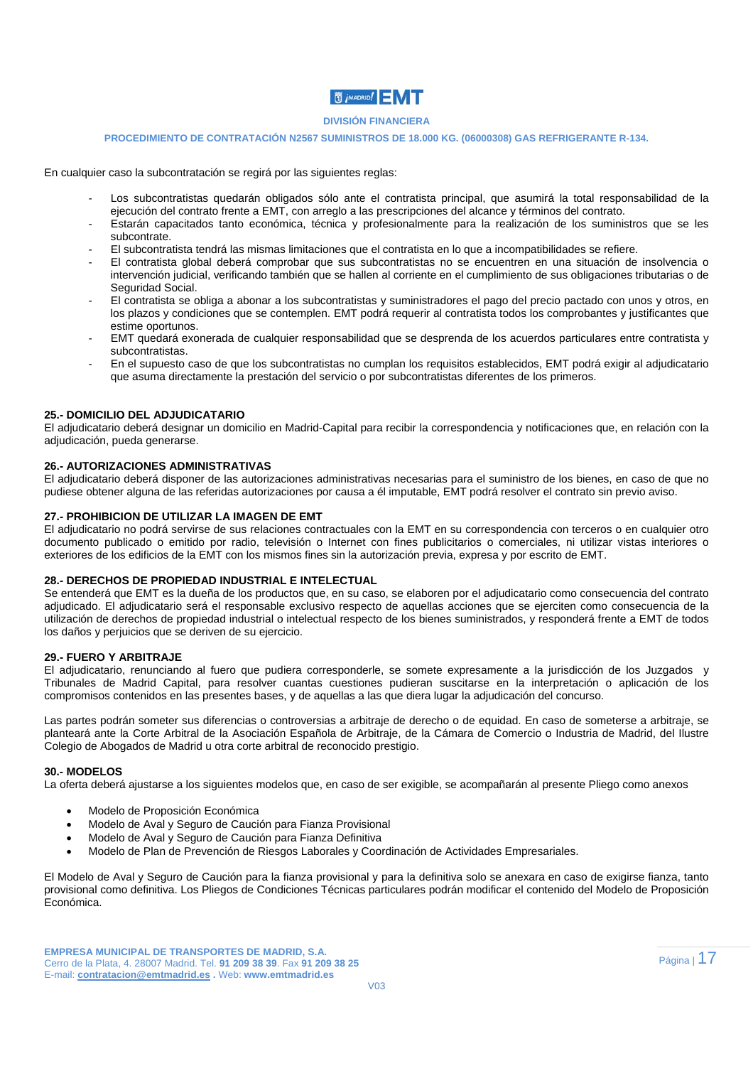En cualquier caso la subcontratación se regirá por las siguientes reglas:

- Los subcontratistas quedarán obligados sólo ante el contratista principal, que asumirá la total responsabilidad de la ejecución del contrato frente a EMT, con arreglo a las prescripciones del alcance y términos del contrato.
- Estarán capacitados tanto económica, técnica y profesionalmente para la realización de los suministros que se les subcontrate.
- El subcontratista tendrá las mismas limitaciones que el contratista en lo que a incompatibilidades se refiere.
- El contratista global deberá comprobar que sus subcontratistas no se encuentren en una situación de insolvencia o intervención judicial, verificando también que se hallen al corriente en el cumplimiento de sus obligaciones tributarias o de Seguridad Social.
- El contratista se obliga a abonar a los subcontratistas y suministradores el pago del precio pactado con unos y otros, en los plazos y condiciones que se contemplen. EMT podrá requerir al contratista todos los comprobantes y justificantes que estime oportunos.
- EMT quedará exonerada de cualquier responsabilidad que se desprenda de los acuerdos particulares entre contratista y subcontratistas.
- En el supuesto caso de que los subcontratistas no cumplan los requisitos establecidos, EMT podrá exigir al adjudicatario que asuma directamente la prestación del servicio o por subcontratistas diferentes de los primeros.

### 25.- DOMICILIO DEL ADJUDICATARIO

El adjudicatario deberá designar un domicilio en Madrid-Capital para recibir la correspondencia y notificaciones que, en relación con la adjudicación, pueda generarse.

### 26.- AUTORIZACIONES ADMINISTRATIVAS

El adjudicatario deberá disponer de las autorizaciones administrativas necesarias para el suministro de los bienes, en caso de que no pudiese obtener alguna de las referidas autorizaciones por causa a él imputable, EMT podrá resolver el contrato sin previo aviso.

### 27.- PROHIBICION DE UTILIZAR LA IMAGEN DE EMT

El adjudicatario no podrá servirse de sus relaciones contractuales con la EMT en su correspondencia con terceros o en cualquier otro documento publicado o emitido por radio, televisión o Internet con fines publicitarios o comerciales, ni utilizar vistas interiores o exteriores de los edificios de la EMT con los mismos fines sin la autorización previa, expresa y por escrito de EMT.

### 28.- DERECHOS DE PROPIEDAD INDUSTRIAL E INTELECTUAL

Se entenderá que EMT es la dueña de los productos que, en su caso, se elaboren por el adjudicatario como consecuencia del contrato adjudicado. El adjudicatario será el responsable exclusivo respecto de aquellas acciones que se ejerciten como consecuencia de la utilización de derechos de propiedad industrial o intelectual respecto de los bienes suministrados, y responderá frente a EMT de todos los daños y perjuicios que se deriven de su ejercicio.

### 29.- FUERO Y ARBITRAJE

El adjudicatario, renunciando al fuero que pudiera corresponderle, se somete expresamente a la jurisdicción de los Juzgados y Tribunales de Madrid Capital, para resolver cuantas cuestiones pudieran suscitarse en la interpretación o aplicación de los compromisos contenidos en las presentes bases, y de aquellas a las que diera lugar la adjudicación del concurso.

Las partes podrán someter sus diferencias o controversias a arbitraje de derecho o de equidad. En caso de someterse a arbitraje, se planteará ante la Corte Arbitral de la Asociación Española de Arbitraje, de la Cámara de Comercio o Industria de Madrid, del Ilustre Colegio de Abogados de Madrid u otra corte arbitral de reconocido prestigio.

### 30.- MODELOS

La oferta deberá ajustarse a los siguientes modelos que, en caso de ser exigible, se acompañarán al presente Pliego como anexos

- Modelo de Proposición Económica
- Modelo de Aval y Seguro de Caución para Fianza Provisional
- Modelo de Aval y Seguro de Caución para Fianza Definitiva
- Modelo de Plan de Prevención de Riesgos Laborales y Coordinación de Actividades Empresariales.

El Modelo de Aval y Seguro de Caución para la fianza provisional y para la definitiva solo se anexara en caso de exigirse fianza, tanto provisional como definitiva. Los Pliegos de Condiciones Técnicas particulares podrán modificar el contenido del Modelo de Proposición Económica.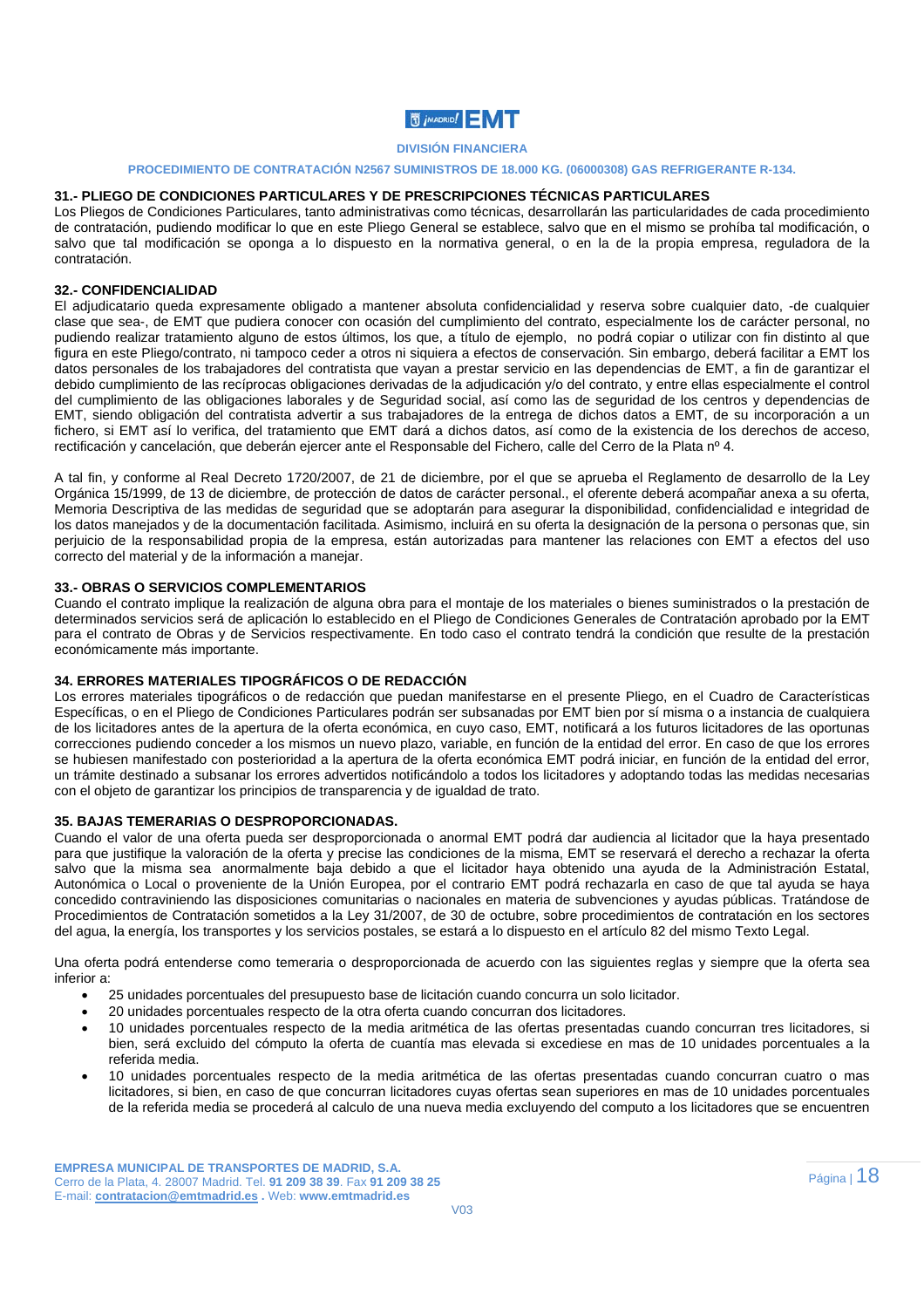## 31.- PLIEGO DE CONDICIONES PARTICULARES Y DE PRESCRIPCIONES TÉCNICAS PARTICULARES

Los Pliegos de Condiciones Particulares, tanto administrativas como técnicas, desarrollarán las particularidades de cada procedimiento de contratación, pudiendo modificar lo que en este Pliego General se establece, salvo que en el mismo se prohíba tal modificación, o salvo que tal modificación se oponga a lo dispuesto en la normativa general, o en la de la propia empresa, reguladora de la contratación.

## 32.- CONFIDENCIALIDAD

El adjudicatario queda expresamente obligado a mantener absoluta confidencialidad y reserva sobre cualquier dato, -de cualquier clase que sea-, de EMT que pudiera conocer con ocasión del cumplimiento del contrato, especialmente los de carácter personal, no pudiendo realizar tratamiento alguno de estos últimos, los que, a título de ejemplo, no podrá copiar o utilizar con fin distinto al que figura en este Pliego/contrato, ni tampoco ceder a otros ni siquiera a efectos de conservación. Sin embargo, deberá facilitar a EMT los datos personales de los trabajadores del contratista que vayan a prestar servicio en las dependencias de EMT, a fin de garantizar el debido cumplimiento de las recíprocas obligaciones derivadas de la adjudicación y/o del contrato, y entre ellas especialmente el control del cumplimiento de las obligaciones laborales y de Seguridad social, así como las de seguridad de los centros y dependencias de EMT, siendo obligación del contratista advertir a sus trabajadores de la entrega de dichos datos a EMT, de su incorporación a un fichero, si EMT así lo verifica, del tratamiento que EMT dará a dichos datos, así como de la existencia de los derechos de acceso, rectificación y cancelación, que deberán ejercer ante el Responsable del Fichero, calle del Cerro de la Plata nº 4.

A tal fin, y conforme al Real Decreto 1720/2007, de 21 de diciembre, por el que se aprueba el Reglamento de desarrollo de la Ley Orgánica 15/1999, de 13 de diciembre, de protección de datos de carácter personal., el oferente deberá acompañar anexa a su oferta, Memoria Descriptiva de las medidas de seguridad que se adoptarán para asegurar la disponibilidad, confidencialidad e integridad de los datos manejados y de la documentación facilitada. Asimismo, incluirá en su oferta la designación de la persona o personas que, sin perjuicio de la responsabilidad propia de la empresa, están autorizadas para mantener las relaciones con EMT a efectos del uso correcto del material y de la información a manejar.

## 33.- OBRAS O SERVICIOS COMPLEMENTARIOS

Cuando el contrato implique la realización de alguna obra para el montaje de los materiales o bienes suministrados o la prestación de determinados servicios será de aplicación lo establecido en el Pliego de Condiciones Generales de Contratación aprobado por la EMT para el contrato de Obras y de Servicios respectivamente. En todo caso el contrato tendrá la condición que resulte de la prestación económicamente más importante.

## 34. ERRORES MATERIALES TIPOGRÁFICOS O DE REDACCIÓN

Los errores materiales tipográficos o de redacción que puedan manifestarse en el presente Pliego, en el Cuadro de Características Específicas, o en el Pliego de Condiciones Particulares podrán ser subsanadas por EMT bien por sí misma o a instancia de cualquiera de los licitadores antes de la apertura de la oferta económica, en cuyo caso, EMT, notificará a los futuros licitadores de las oportunas correcciones pudiendo conceder a los mismos un nuevo plazo, variable, en función de la entidad del error. En caso de que los errores se hubiesen manifestado con posterioridad a la apertura de la oferta económica EMT podrá iniciar, en función de la entidad del error, un trámite destinado a subsanar los errores advertidos notificándolo a todos los licitadores y adoptando todas las medidas necesarias con el objeto de garantizar los principios de transparencia y de igualdad de trato.

## 35. BAJAS TEMERARIAS O DESPROPORCIONADAS.

Cuando el valor de una oferta pueda ser desproporcionada o anormal EMT podrá dar audiencia al licitador que la haya presentado para que justifique la valoración de la oferta y precise las condiciones de la misma, EMT se reservará el derecho a rechazar la oferta salvo que la misma sea anormalmente baja debido a que el licitador haya obtenido una ayuda de la Administración Estatal, Autonómica o Local o proveniente de la Unión Europea, por el contrario EMT podrá rechazarla en caso de que tal ayuda se haya concedido contraviniendo las disposiciones comunitarias o nacionales en materia de subvenciones y ayudas públicas. Tratándose de Procedimientos de Contratación sometidos a la Ley 31/2007, de 30 de octubre, sobre procedimientos de contratación en los sectores del agua, la energía, los transportes y los servicios postales, se estará a lo dispuesto en el artículo 82 del mismo Texto Legal.

Una oferta podrá entenderse como temeraria o desproporcionada de acuerdo con las siguientes reglas y siempre que la oferta sea inferior a:

- 25 unidades porcentuales del presupuesto base de licitación cuando concurra un solo licitador.
- 20 unidades porcentuales respecto de la otra oferta cuando concurran dos licitadores.
- 10 unidades porcentuales respecto de la media aritmética de las ofertas presentadas cuando concurran tres licitadores, si bien, será excluido del cómputo la oferta de cuantía mas elevada si excediese en mas de 10 unidades porcentuales a la referida media.
- 10 unidades porcentuales respecto de la media aritmética de las ofertas presentadas cuando concurran cuatro o mas licitadores, si bien, en caso de que concurran licitadores cuyas ofertas sean superiores en mas de 10 unidades porcentuales de la referida media se procederá al calculo de una nueva media excluyendo del computo a los licitadores que se encuentren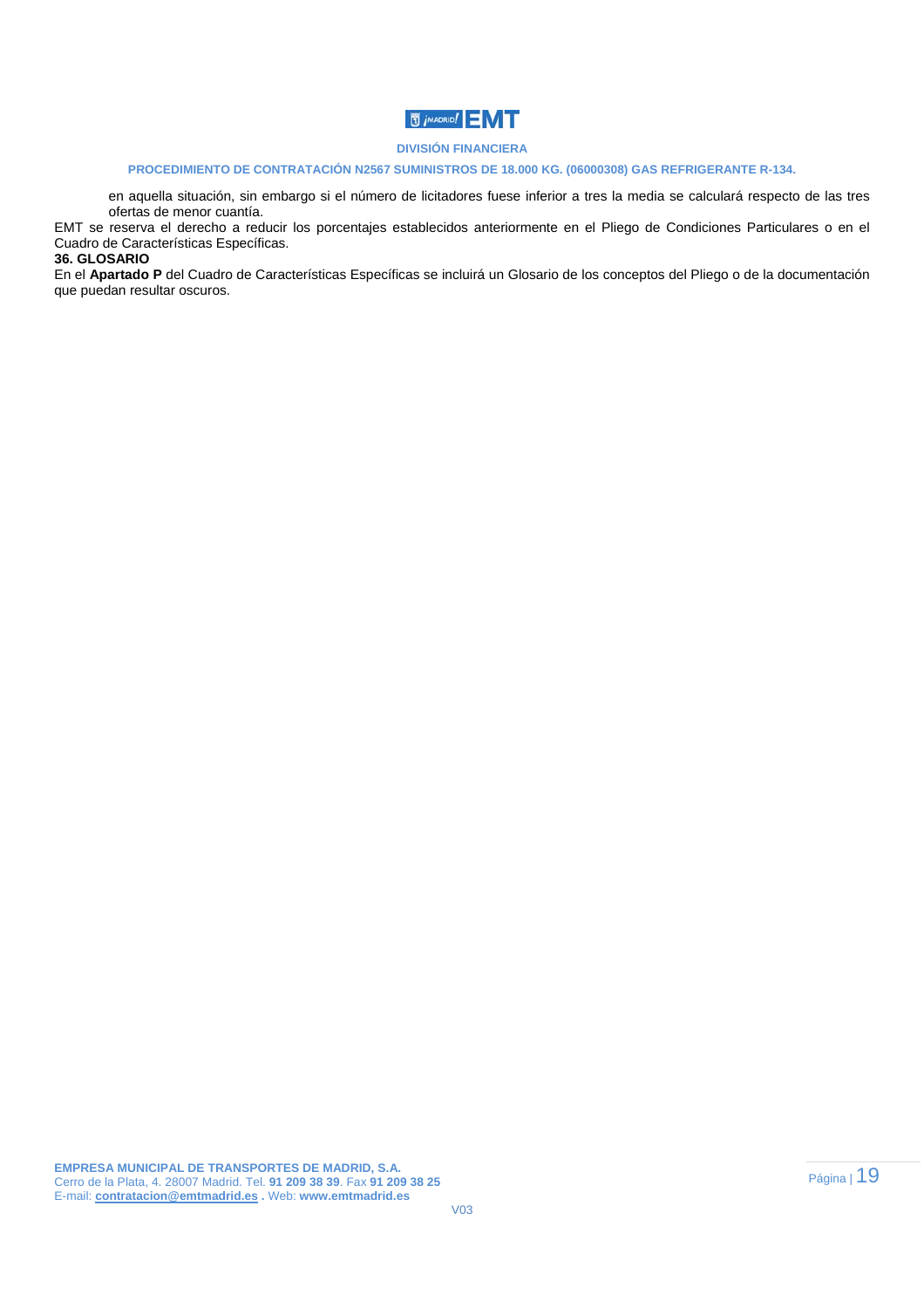en aquella situación, sin embargo si el número de licitadores fuese inferior a tres la media se calculará respecto de las tres ofertas de menor cuantía.

EMT se reserva el derecho a reducir los porcentajes establecidos anteriormente en el Pliego de Condiciones Particulares o en el Cuadro de Características Específicas.

**36. GLOSARIO**

En el **Apartado P** del Cuadro de Características Específicas se incluirá un Glosario de los conceptos del Pliego o de la documentación que puedan resultar oscuros.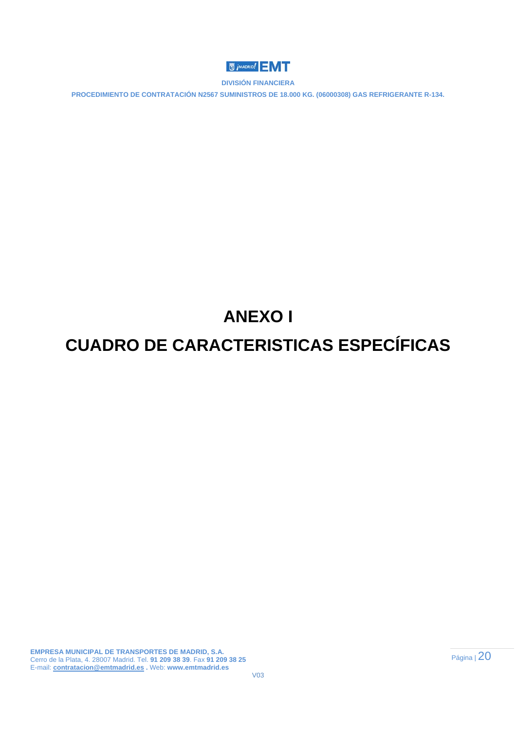# ANEXO I

# CUADRO DE CARACTERISTICAS ESPECÍFICAS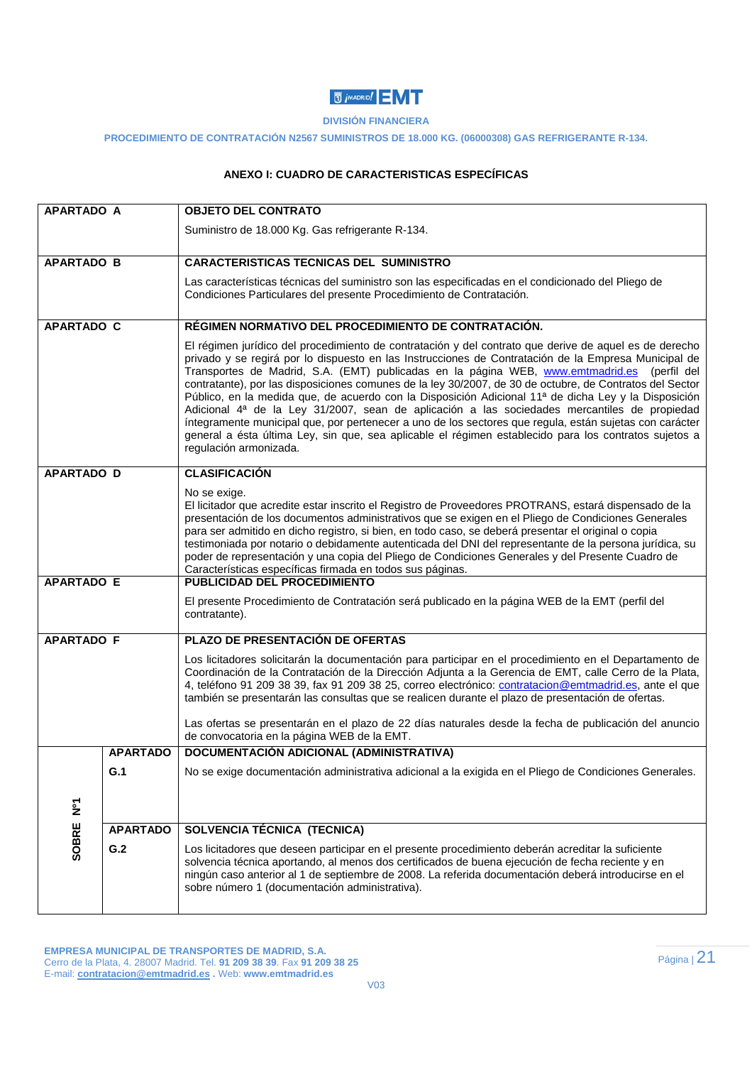DIVISIÓN FINANCIERA

PROCEDIMIENTO DE CONTRATACIÓN N2567 SUMINISTROS DE 18.000 KG. (06000308) GAS REFRIGERANTE R-134.

## ANEXO I: CUADRO DE CARACTERISTICAS ESPECÍFICAS

| | | |
|---|---|---|
| **APARTADO A** | | **OBJETO DEL CONTRATO**<br><br>Suministro de 18.000 Kg. Gas refrigerante R-134. |
| **APARTADO B** | | **CARACTERISTICAS TECNICAS DEL SUMINISTRO**<br><br>Las características técnicas del suministro son las especificadas en el condicionado del Pliego de Condiciones Particulares del presente Procedimiento de Contratación. |
| **APARTADO C** | | **RÉGIMEN NORMATIVO DEL PROCEDIMIENTO DE CONTRATACIÓN.**<br><br>El régimen jurídico del procedimiento de contratación y del contrato que derive de aquel es de derecho privado y se regirá por lo dispuesto en las Instrucciones de Contratación de la Empresa Municipal de Transportes de Madrid, S.A. (EMT) publicadas en la página WEB, www.emtmadrid.es (perfil del contratante), por las disposiciones comunes de la ley 30/2007, de 30 de octubre, de Contratos del Sector Público, en la medida que, de acuerdo con la Disposición Adicional 11ª de dicha Ley y la Disposición Adicional 4ª de la Ley 31/2007, sean de aplicación a las sociedades mercantiles de propiedad íntegramente municipal que, por pertenecer a uno de los sectores que regula, están sujetas con carácter general a ésta última Ley, sin que, sea aplicable el régimen establecido para los contratos sujetos a regulación armonizada. |
| **APARTADO D** | | **CLASIFICACIÓN**<br><br>No se exige.<br>El licitador que acredite estar inscrito el Registro de Proveedores PROTRANS, estará dispensado de la presentación de los documentos administrativos que se exigen en el Pliego de Condiciones Generales para ser admitido en dicho registro, si bien, en todo caso, se deberá presentar el original o copia testimoniada por notario o debidamente autenticada del DNI del representante de la persona jurídica, su poder de representación y una copia del Pliego de Condiciones Generales y del Presente Cuadro de Características específicas firmada en todos sus páginas. |
| **APARTADO E** | | **PUBLICIDAD DEL PROCEDIMIENTO**<br><br>El presente Procedimiento de Contratación será publicado en la página WEB de la EMT (perfil del contratante). |
| **APARTADO F** | | **PLAZO DE PRESENTACIÓN DE OFERTAS**<br><br>Los licitadores solicitarán la documentación para participar en el procedimiento en el Departamento de Coordinación de la Contratación de la Dirección Adjunta a la Gerencia de EMT, calle Cerro de la Plata, 4, teléfono 91 209 38 39, fax 91 209 38 25, correo electrónico: contratacion@emtmadrid.es, ante el que también se presentarán las consultas que se realicen durante el plazo de presentación de ofertas.<br><br>Las ofertas se presentarán en el plazo de 22 días naturales desde la fecha de publicación del anuncio de convocatoria en la página WEB de la EMT. |
| **SOBRE Nº1** | **APARTADO G.1** | **DOCUMENTACIÓN ADICIONAL (ADMINISTRATIVA)**<br><br>No se exige documentación administrativa adicional a la exigida en el Pliego de Condiciones Generales. |
| | **APARTADO G.2** | **SOLVENCIA TÉCNICA (TECNICA)**<br><br>Los licitadores que deseen participar en el presente procedimiento deberán acreditar la suficiente solvencia técnica aportando, al menos dos certificados de buena ejecución de fecha reciente y en ningún caso anterior al 1 de septiembre de 2008. La referida documentación deberá introducirse en el sobre número 1 (documentación administrativa). |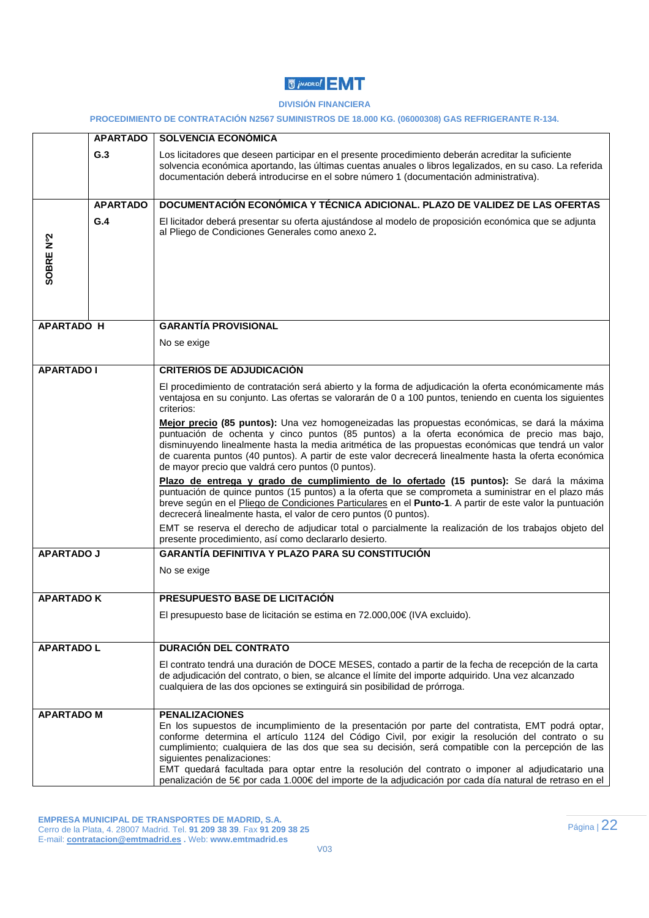**DIVISIÓN FINANCIERA**

**PROCEDIMIENTO DE CONTRATACIÓN N2567 SUMINISTROS DE 18.000 KG. (06000308) GAS REFRIGERANTE R-134.**

| | | |
|---|---|---|
| **SOBRE Nº2** | **APARTADO G.3** | **SOLVENCIA ECONÓMICA**<br><br>Los licitadores que deseen participar en el presente procedimiento deberán acreditar la suficiente solvencia económica aportando, las últimas cuentas anuales o libros legalizados, en su caso. La referida documentación deberá introducirse en el sobre número 1 (documentación administrativa). |
| | **APARTADO G.4** | **DOCUMENTACIÓN ECONÓMICA Y TÉCNICA ADICIONAL. PLAZO DE VALIDEZ DE LAS OFERTAS**<br><br>El licitador deberá presentar su oferta ajustándose al modelo de proposición económica que se adjunta al Pliego de Condiciones Generales como anexo 2**.** |
| **APARTADO H** | | **GARANTÍA PROVISIONAL**<br><br>No se exige |
| **APARTADO I** | | **CRITERIOS DE ADJUDICACIÓN**<br><br>El procedimiento de contratación será abierto y la forma de adjudicación la oferta económicamente más ventajosa en su conjunto. Las ofertas se valorarán de 0 a 100 puntos, teniendo en cuenta los siguientes criterios:<br><br>**Mejor precio (85 puntos):** Una vez homogeneizadas las propuestas económicas, se dará la máxima puntuación de ochenta y cinco puntos (85 puntos) a la oferta económica de precio mas bajo, disminuyendo linealmente hasta la media aritmética de las propuestas económicas que tendrá un valor de cuarenta puntos (40 puntos). A partir de este valor decrecerá linealmente hasta la oferta económica de mayor precio que valdrá cero puntos (0 puntos).<br><br>**Plazo de entrega y grado de cumplimiento de lo ofertado (15 puntos):** Se dará la máxima puntuación de quince puntos (15 puntos) a la oferta que se comprometa a suministrar en el plazo más breve según en el Pliego de Condiciones Particulares en el **Punto-1**. A partir de este valor la puntuación decrecerá linealmente hasta, el valor de cero puntos (0 puntos).<br><br>EMT se reserva el derecho de adjudicar total o parcialmente la realización de los trabajos objeto del presente procedimiento, así como declararlo desierto. |
| **APARTADO J** | | **GARANTÍA DEFINITIVA Y PLAZO PARA SU CONSTITUCIÓN**<br><br>No se exige |
| **APARTADO K** | | **PRESUPUESTO BASE DE LICITACIÓN**<br><br>El presupuesto base de licitación se estima en 72.000,00€ (IVA excluido). |
| **APARTADO L** | | **DURACIÓN DEL CONTRATO**<br><br>El contrato tendrá una duración de DOCE MESES, contado a partir de la fecha de recepción de la carta de adjudicación del contrato, o bien, se alcance el límite del importe adquirido. Una vez alcanzado cualquiera de las dos opciones se extinguirá sin posibilidad de prórroga. |
| **APARTADO M** | | **PENALIZACIONES**<br>En los supuestos de incumplimiento de la presentación por parte del contratista, EMT podrá optar, conforme determina el artículo 1124 del Código Civil, por exigir la resolución del contrato o su cumplimiento; cualquiera de las dos que sea su decisión, será compatible con la percepción de las siguientes penalizaciones:<br>EMT quedará facultada para optar entre la resolución del contrato o imponer al adjudicatario una penalización de 5€ por cada 1.000€ del importe de la adjudicación por cada día natural de retraso en el |

**EMPRESA MUNICIPAL DE TRANSPORTES DE MADRID, S.A.**
Cerro de la Plata, 4. 28007 Madrid. Tel. **91 209 38 39**. Fax **91 209 38 25**
E-mail: **contratacion@emtmadrid.es** . Web: **www.emtmadrid.es**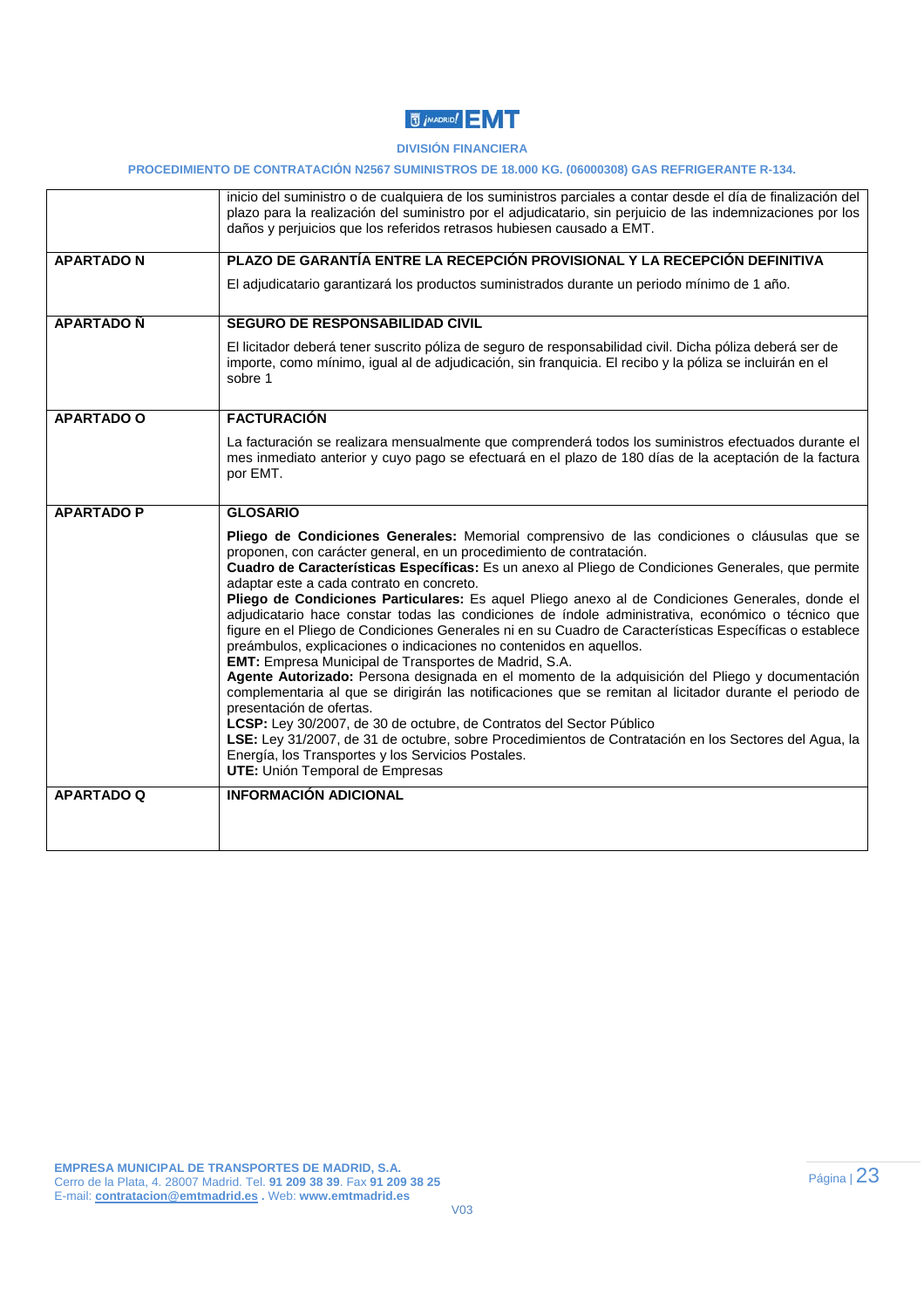| | |
|---|---|
| | inicio del suministro o de cualquiera de los suministros parciales a contar desde el día de finalización del plazo para la realización del suministro por el adjudicatario, sin perjuicio de las indemnizaciones por los daños y perjuicios que los referidos retrasos hubiesen causado a EMT. |
| **APARTADO N** | **PLAZO DE GARANTÍA ENTRE LA RECEPCIÓN PROVISIONAL Y LA RECEPCIÓN DEFINITIVA**<br><br>El adjudicatario garantizará los productos suministrados durante un periodo mínimo de 1 año. |
| **APARTADO Ñ** | **SEGURO DE RESPONSABILIDAD CIVIL**<br><br>El licitador deberá tener suscrito póliza de seguro de responsabilidad civil. Dicha póliza deberá ser de importe, como mínimo, igual al de adjudicación, sin franquicia. El recibo y la póliza se incluirán en el sobre 1 |
| **APARTADO O** | **FACTURACIÓN**<br><br>La facturación se realizara mensualmente que comprenderá todos los suministros efectuados durante el mes inmediato anterior y cuyo pago se efectuará en el plazo de 180 días de la aceptación de la factura por EMT. |
| **APARTADO P** | **GLOSARIO**<br><br>**Pliego de Condiciones Generales:** Memorial comprensivo de las condiciones o cláusulas que se proponen, con carácter general, en un procedimiento de contratación.<br>**Cuadro de Características Específicas:** Es un anexo al Pliego de Condiciones Generales, que permite adaptar este a cada contrato en concreto.<br>**Pliego de Condiciones Particulares:** Es aquel Pliego anexo al de Condiciones Generales, donde el adjudicatario hace constar todas las condiciones de índole administrativa, económico o técnico que figure en el Pliego de Condiciones Generales ni en su Cuadro de Características Específicas o establece preámbulos, explicaciones o indicaciones no contenidos en aquellos.<br>**EMT:** Empresa Municipal de Transportes de Madrid, S.A.<br>**Agente Autorizado:** Persona designada en el momento de la adquisición del Pliego y documentación complementaria al que se dirigirán las notificaciones que se remitan al licitador durante el periodo de presentación de ofertas.<br>**LCSP:** Ley 30/2007, de 30 de octubre, de Contratos del Sector Público<br>**LSE:** Ley 31/2007, de 31 de octubre, sobre Procedimientos de Contratación en los Sectores del Agua, la Energía, los Transportes y los Servicios Postales.<br>**UTE:** Unión Temporal de Empresas |
| **APARTADO Q** | **INFORMACIÓN ADICIONAL** |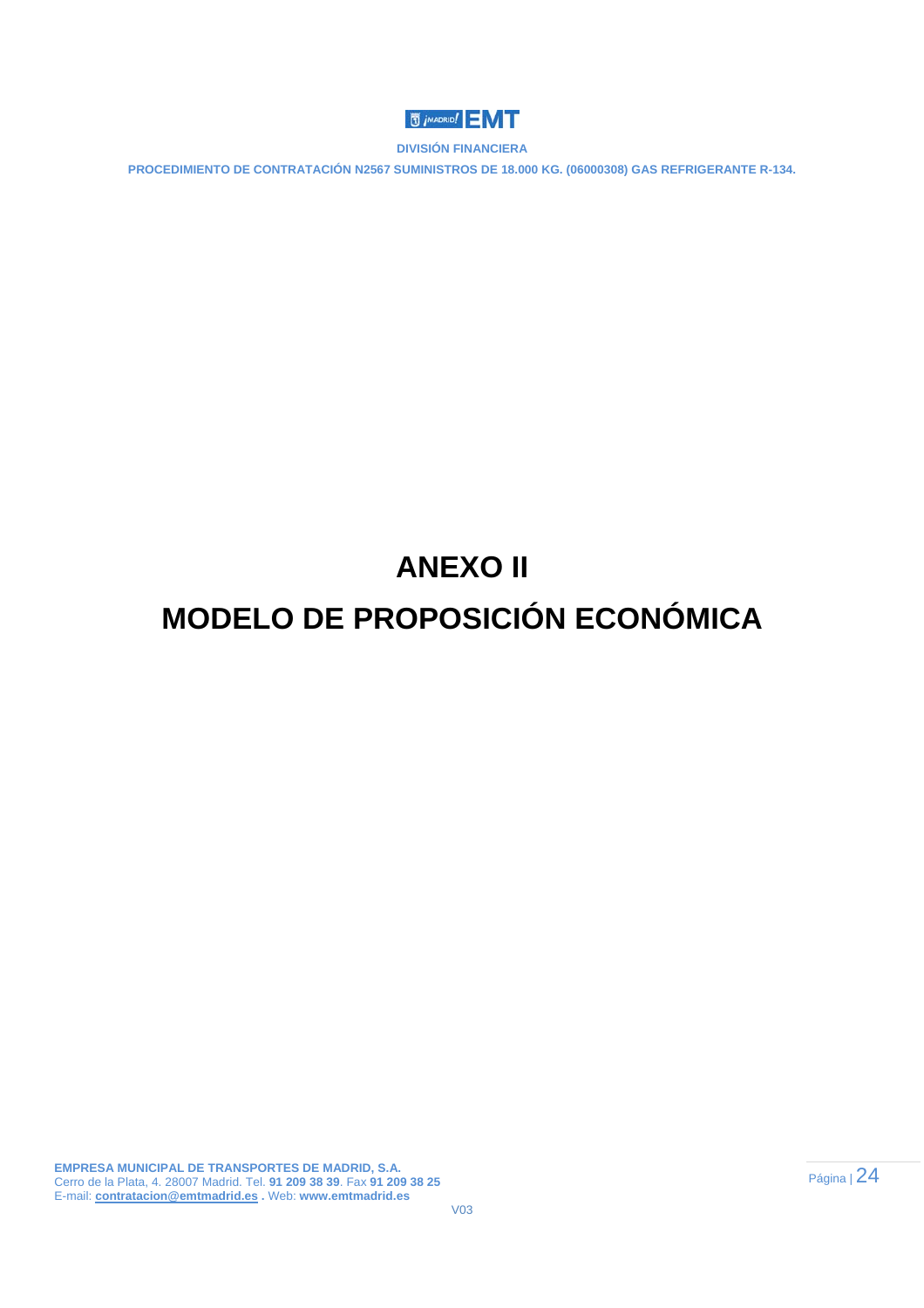# ANEXO II

# MODELO DE PROPOSICIÓN ECONÓMICA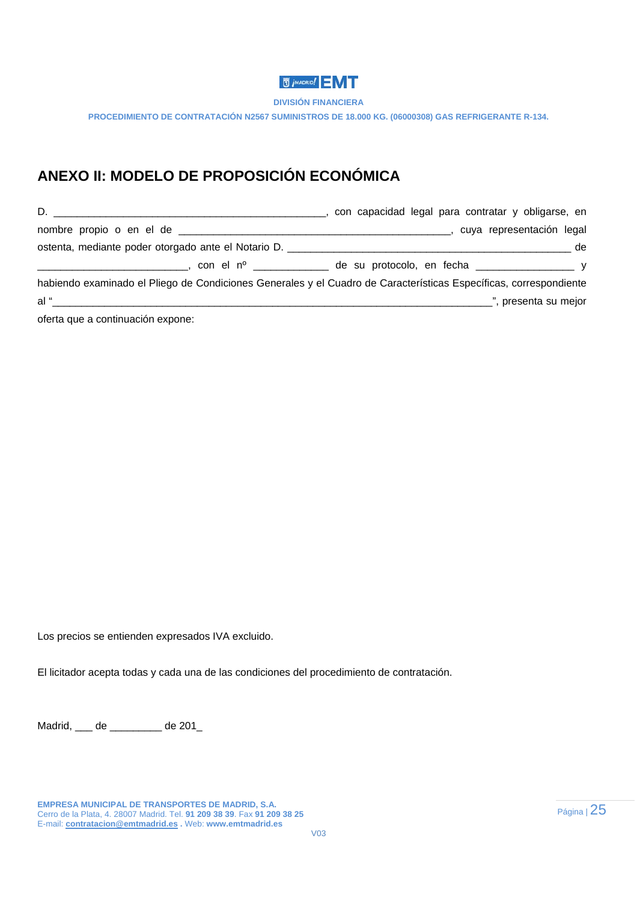## ANEXO II: MODELO DE PROPOSICIÓN ECONÓMICA

D. _______________________________________________, con capacidad legal para contratar y obligarse, en nombre propio o en el de _______________________________________________, cuya representación legal ostenta, mediante poder otorgado ante el Notario D. _________________________________________________ de __________________________, con el nº _____________ de su protocolo, en fecha _________________ y habiendo examinado el Pliego de Condiciones Generales y el Cuadro de Características Específicas, correspondiente al "____________________________________________________________________________", presenta su mejor oferta que a continuación expone:

Los precios se entienden expresados IVA excluido.

El licitador acepta todas y cada una de las condiciones del procedimiento de contratación.

Madrid, ___ de _________ de 201_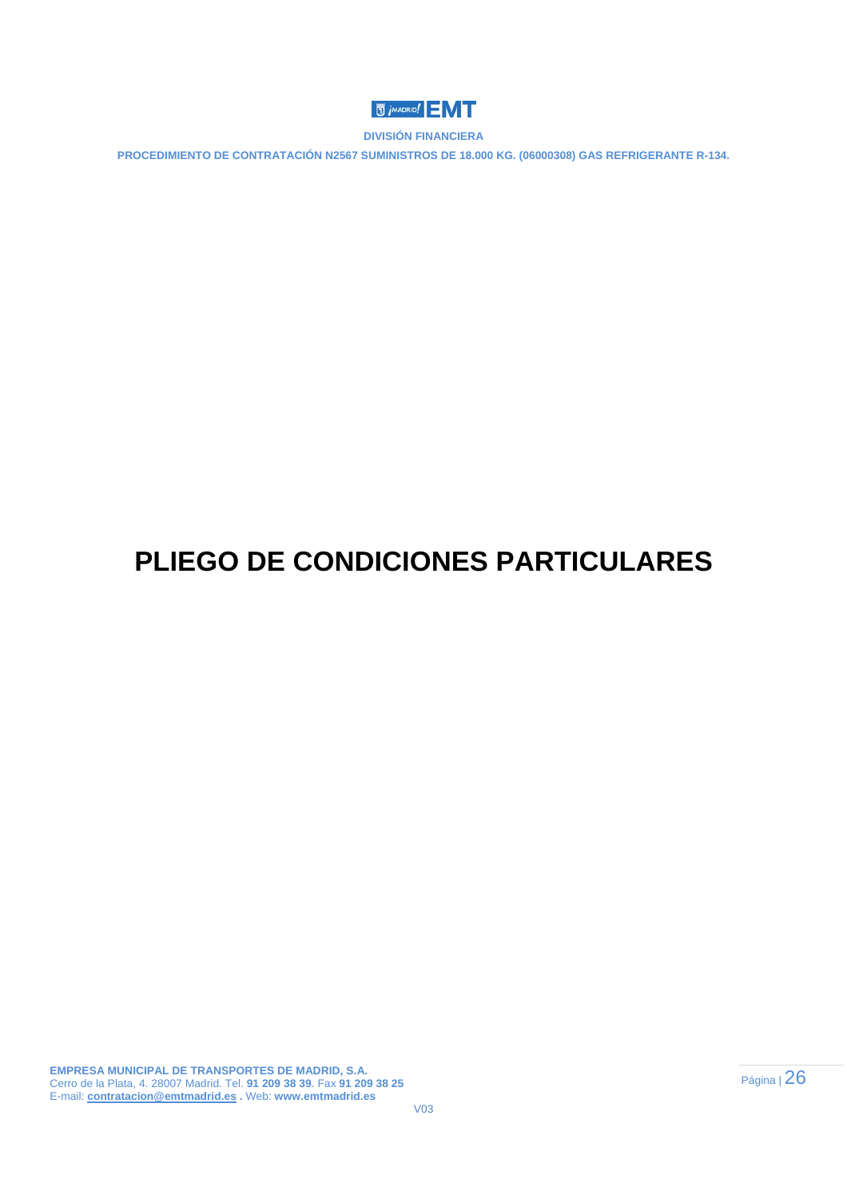# PLIEGO DE CONDICIONES PARTICULARES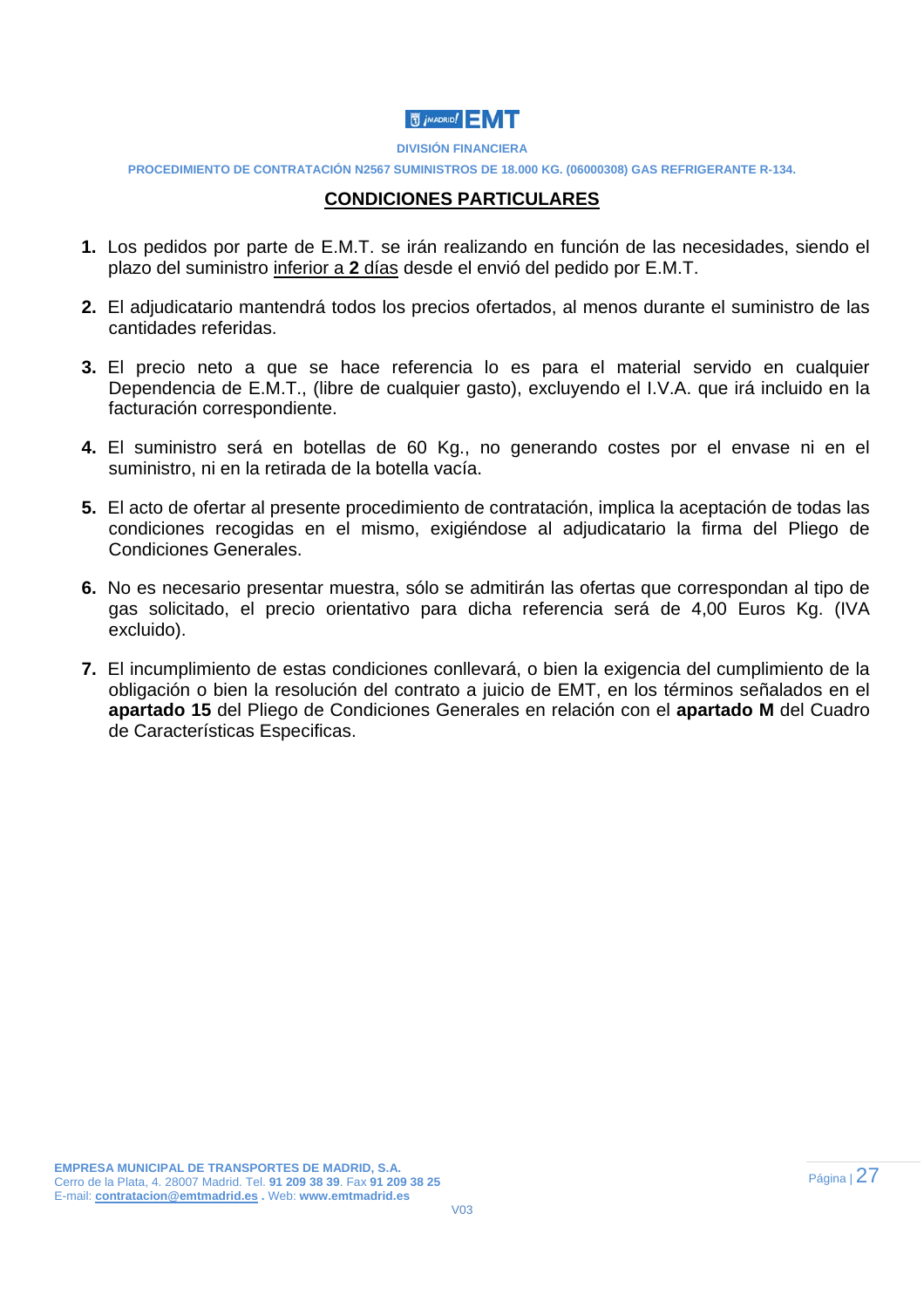DIVISIÓN FINANCIERA

PROCEDIMIENTO DE CONTRATACIÓN N2567 SUMINISTROS DE 18.000 KG. (06000308) GAS REFRIGERANTE R-134.

## CONDICIONES PARTICULARES

1. Los pedidos por parte de E.M.T. se irán realizando en función de las necesidades, siendo el plazo del suministro inferior a **2** días desde el envió del pedido por E.M.T.

2. El adjudicatario mantendrá todos los precios ofertados, al menos durante el suministro de las cantidades referidas.

3. El precio neto a que se hace referencia lo es para el material servido en cualquier Dependencia de E.M.T., (libre de cualquier gasto), excluyendo el I.V.A. que irá incluido en la facturación correspondiente.

4. El suministro será en botellas de 60 Kg., no generando costes por el envase ni en el suministro, ni en la retirada de la botella vacía.

5. El acto de ofertar al presente procedimiento de contratación, implica la aceptación de todas las condiciones recogidas en el mismo, exigiéndose al adjudicatario la firma del Pliego de Condiciones Generales.

6. No es necesario presentar muestra, sólo se admitirán las ofertas que correspondan al tipo de gas solicitado, el precio orientativo para dicha referencia será de 4,00 Euros Kg. (IVA excluido).

7. El incumplimiento de estas condiciones conllevará, o bien la exigencia del cumplimiento de la obligación o bien la resolución del contrato a juicio de EMT, en los términos señalados en el **apartado 15** del Pliego de Condiciones Generales en relación con el **apartado M** del Cuadro de Características Especificas.